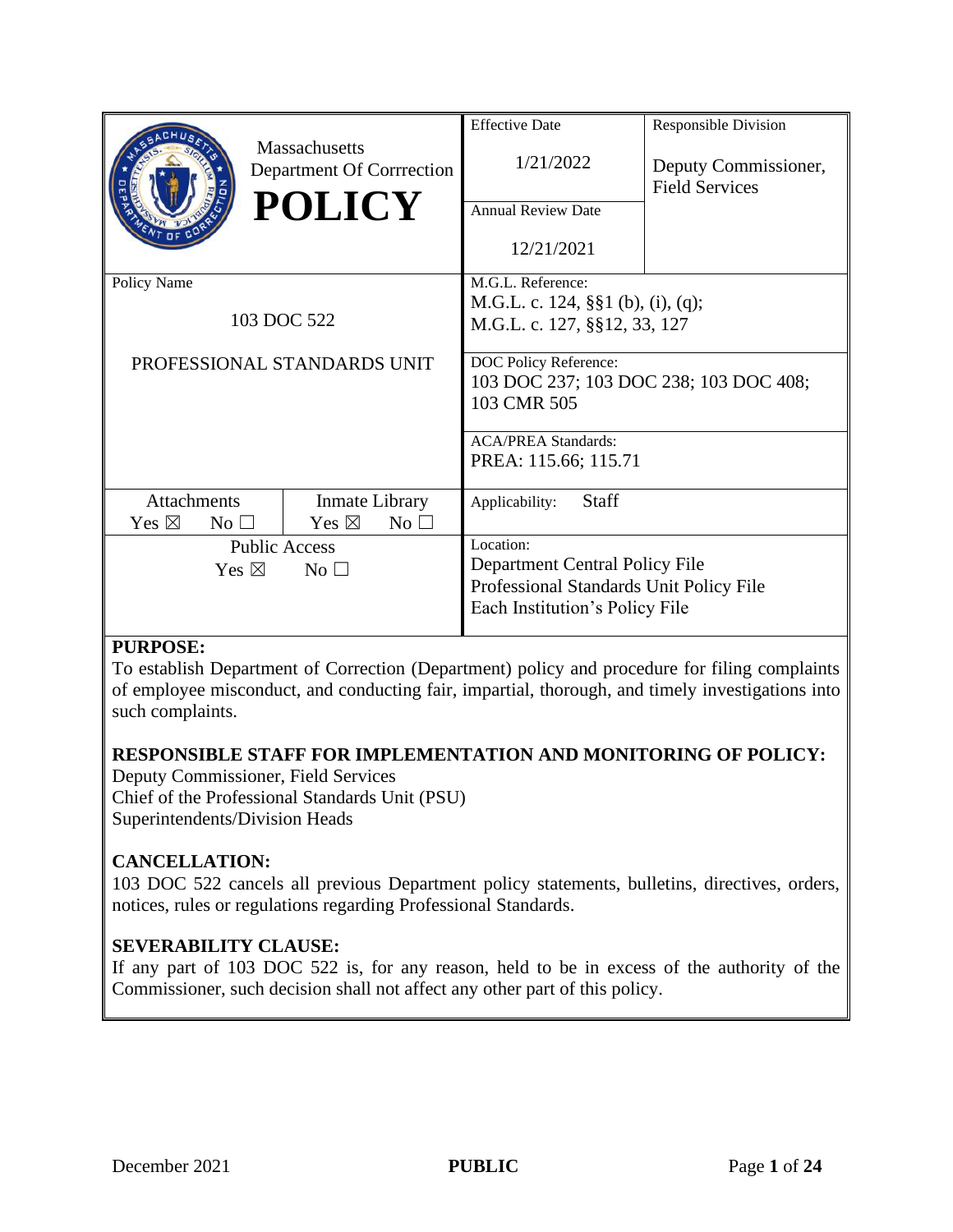| Massachusetts Department Of Corrrection **POLICY** | Effective Date 1/21/2022 | Responsible Division Deputy Commissioner, Field Services |
|---|---|---|
| | Annual Review Date 12/21/2021 | |
| Policy Name 103 DOC 522 PROFESSIONAL STANDARDS UNIT | M.G.L. Reference: M.G.L. c. 124, §§1 (b), (i), (q); M.G.L. c. 127, §§12, 33, 127 | |
| | DOC Policy Reference: 103 DOC 237; 103 DOC 238; 103 DOC 408; 103 CMR 505 | |
| | ACA/PREA Standards: PREA: 115.66; 115.71 | |
| Attachments Yes ☒ No ☐ / Inmate Library Yes ☒ No ☐ | Applicability: Staff | |
| Public Access Yes ☒ No ☐ | Location: Department Central Policy File Professional Standards Unit Policy File Each Institution's Policy File | |

**PURPOSE:**
To establish Department of Correction (Department) policy and procedure for filing complaints of employee misconduct, and conducting fair, impartial, thorough, and timely investigations into such complaints.

**RESPONSIBLE STAFF FOR IMPLEMENTATION AND MONITORING OF POLICY:**
Deputy Commissioner, Field Services
Chief of the Professional Standards Unit (PSU)
Superintendents/Division Heads

**CANCELLATION:**
103 DOC 522 cancels all previous Department policy statements, bulletins, directives, orders, notices, rules or regulations regarding Professional Standards.

**SEVERABILITY CLAUSE:**
If any part of 103 DOC 522 is, for any reason, held to be in excess of the authority of the Commissioner, such decision shall not affect any other part of this policy.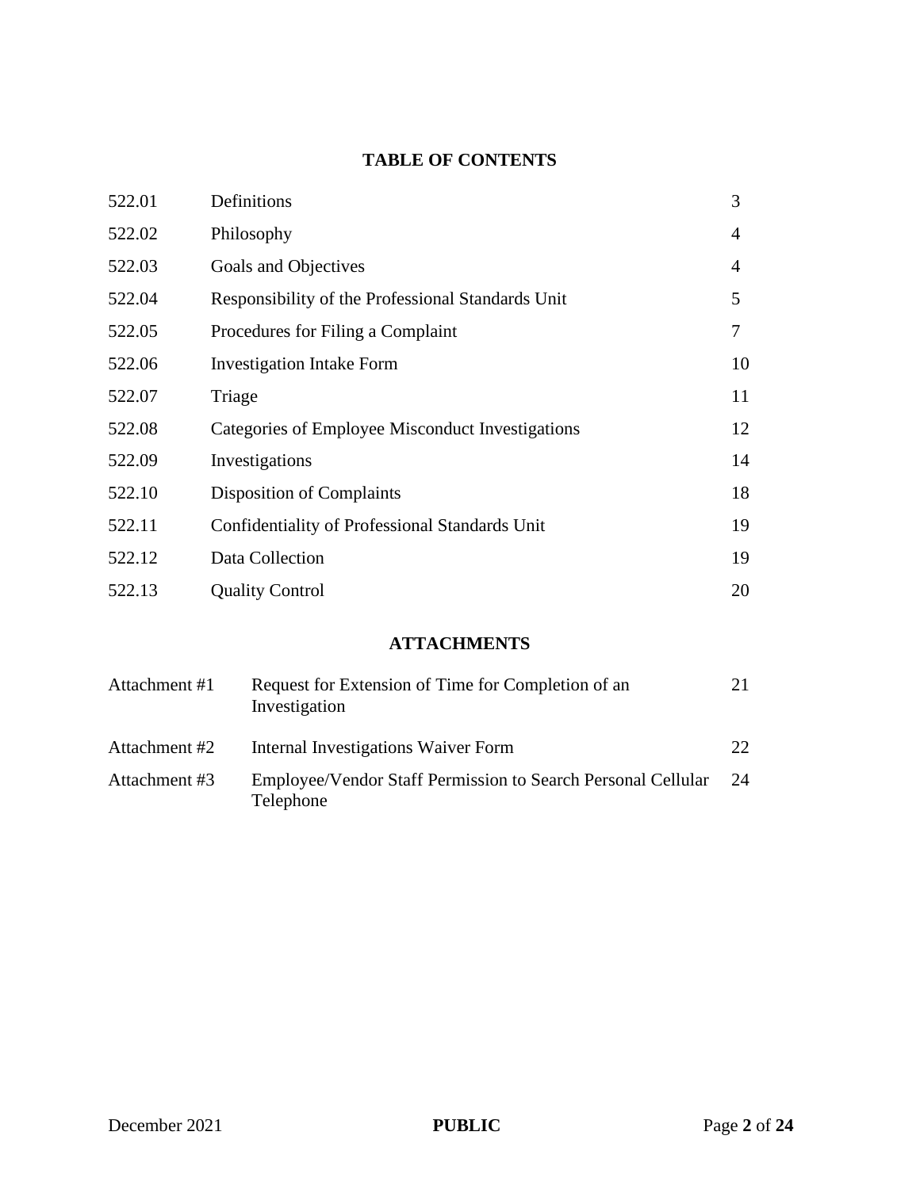## TABLE OF CONTENTS

| | | |
|---|---|---|
| 522.01 | Definitions | 3 |
| 522.02 | Philosophy | 4 |
| 522.03 | Goals and Objectives | 4 |
| 522.04 | Responsibility of the Professional Standards Unit | 5 |
| 522.05 | Procedures for Filing a Complaint | 7 |
| 522.06 | Investigation Intake Form | 10 |
| 522.07 | Triage | 11 |
| 522.08 | Categories of Employee Misconduct Investigations | 12 |
| 522.09 | Investigations | 14 |
| 522.10 | Disposition of Complaints | 18 |
| 522.11 | Confidentiality of Professional Standards Unit | 19 |
| 522.12 | Data Collection | 19 |
| 522.13 | Quality Control | 20 |

## ATTACHMENTS

| | | |
|---|---|---|
| Attachment #1 | Request for Extension of Time for Completion of an Investigation | 21 |
| Attachment #2 | Internal Investigations Waiver Form | 22 |
| Attachment #3 | Employee/Vendor Staff Permission to Search Personal Cellular Telephone | 24 |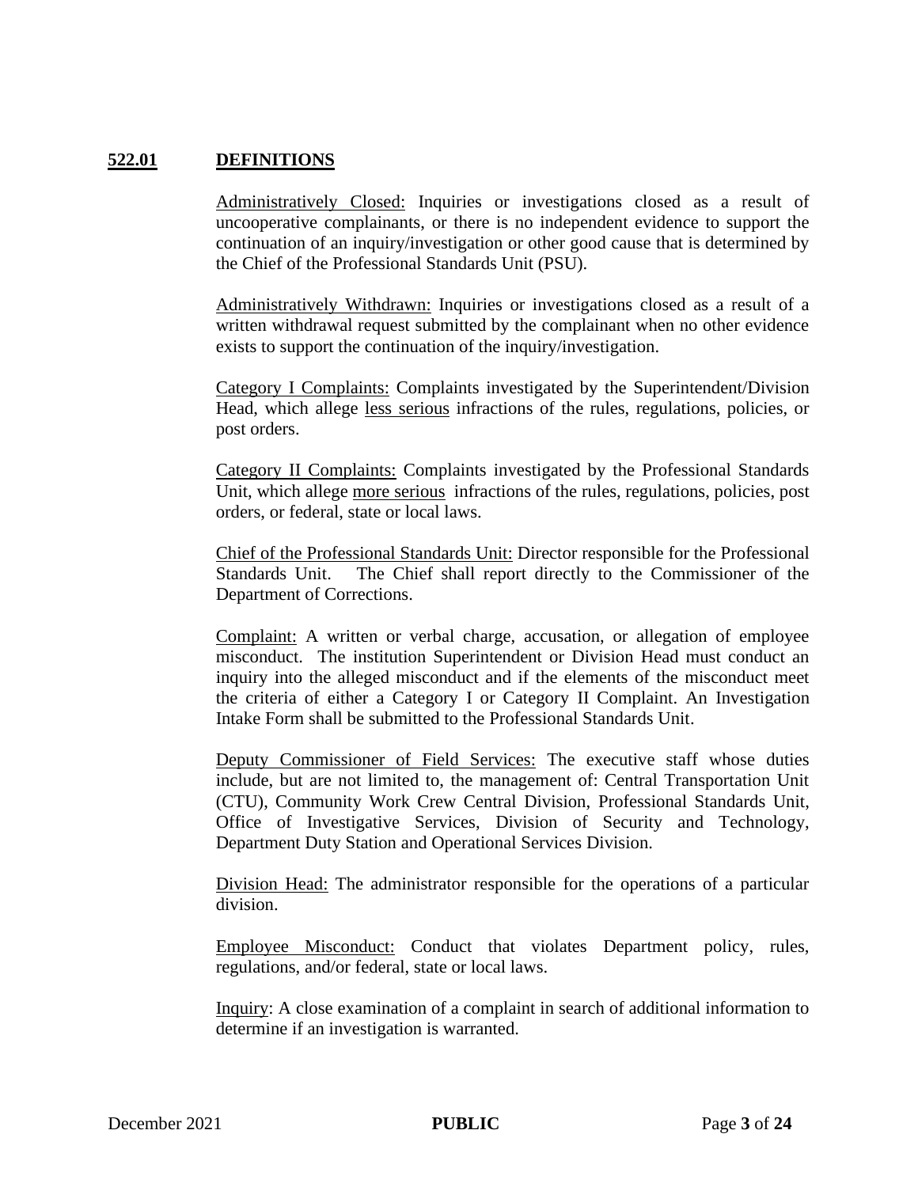## **522.01 DEFINITIONS**

Administratively Closed: Inquiries or investigations closed as a result of uncooperative complainants, or there is no independent evidence to support the continuation of an inquiry/investigation or other good cause that is determined by the Chief of the Professional Standards Unit (PSU).

Administratively Withdrawn: Inquiries or investigations closed as a result of a written withdrawal request submitted by the complainant when no other evidence exists to support the continuation of the inquiry/investigation.

Category I Complaints: Complaints investigated by the Superintendent/Division Head, which allege less serious infractions of the rules, regulations, policies, or post orders.

Category II Complaints: Complaints investigated by the Professional Standards Unit, which allege more serious infractions of the rules, regulations, policies, post orders, or federal, state or local laws.

Chief of the Professional Standards Unit: Director responsible for the Professional Standards Unit. The Chief shall report directly to the Commissioner of the Department of Corrections.

Complaint: A written or verbal charge, accusation, or allegation of employee misconduct. The institution Superintendent or Division Head must conduct an inquiry into the alleged misconduct and if the elements of the misconduct meet the criteria of either a Category I or Category II Complaint. An Investigation Intake Form shall be submitted to the Professional Standards Unit.

Deputy Commissioner of Field Services: The executive staff whose duties include, but are not limited to, the management of: Central Transportation Unit (CTU), Community Work Crew Central Division, Professional Standards Unit, Office of Investigative Services, Division of Security and Technology, Department Duty Station and Operational Services Division.

Division Head: The administrator responsible for the operations of a particular division.

Employee Misconduct: Conduct that violates Department policy, rules, regulations, and/or federal, state or local laws.

Inquiry: A close examination of a complaint in search of additional information to determine if an investigation is warranted.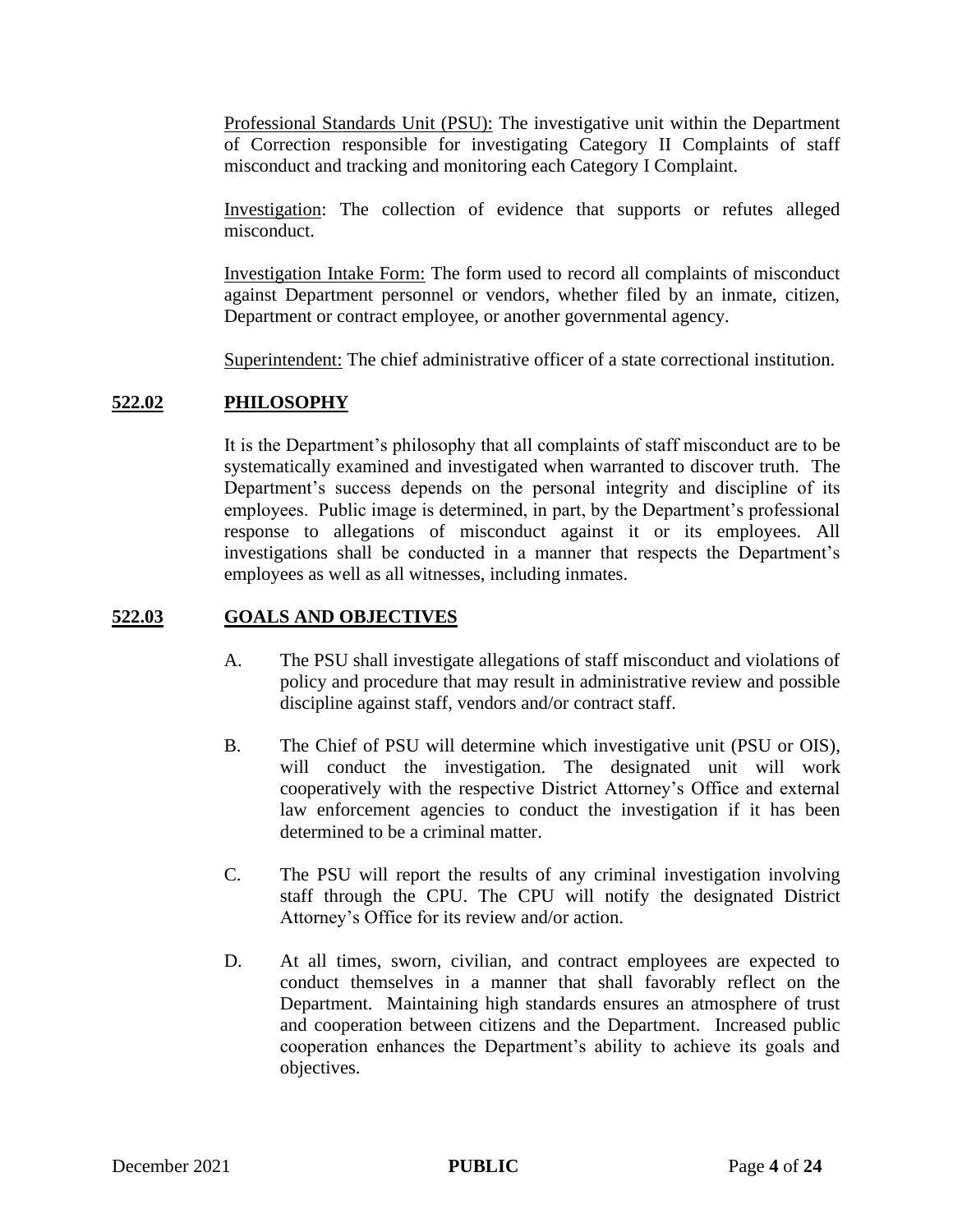Professional Standards Unit (PSU): The investigative unit within the Department of Correction responsible for investigating Category II Complaints of staff misconduct and tracking and monitoring each Category I Complaint.

Investigation: The collection of evidence that supports or refutes alleged misconduct.

Investigation Intake Form: The form used to record all complaints of misconduct against Department personnel or vendors, whether filed by an inmate, citizen, Department or contract employee, or another governmental agency.

Superintendent: The chief administrative officer of a state correctional institution.

## 522.02 PHILOSOPHY

It is the Department's philosophy that all complaints of staff misconduct are to be systematically examined and investigated when warranted to discover truth. The Department's success depends on the personal integrity and discipline of its employees. Public image is determined, in part, by the Department's professional response to allegations of misconduct against it or its employees. All investigations shall be conducted in a manner that respects the Department's employees as well as all witnesses, including inmates.

## 522.03 GOALS AND OBJECTIVES

A. The PSU shall investigate allegations of staff misconduct and violations of policy and procedure that may result in administrative review and possible discipline against staff, vendors and/or contract staff.

B. The Chief of PSU will determine which investigative unit (PSU or OIS), will conduct the investigation. The designated unit will work cooperatively with the respective District Attorney's Office and external law enforcement agencies to conduct the investigation if it has been determined to be a criminal matter.

C. The PSU will report the results of any criminal investigation involving staff through the CPU. The CPU will notify the designated District Attorney's Office for its review and/or action.

D. At all times, sworn, civilian, and contract employees are expected to conduct themselves in a manner that shall favorably reflect on the Department. Maintaining high standards ensures an atmosphere of trust and cooperation between citizens and the Department. Increased public cooperation enhances the Department's ability to achieve its goals and objectives.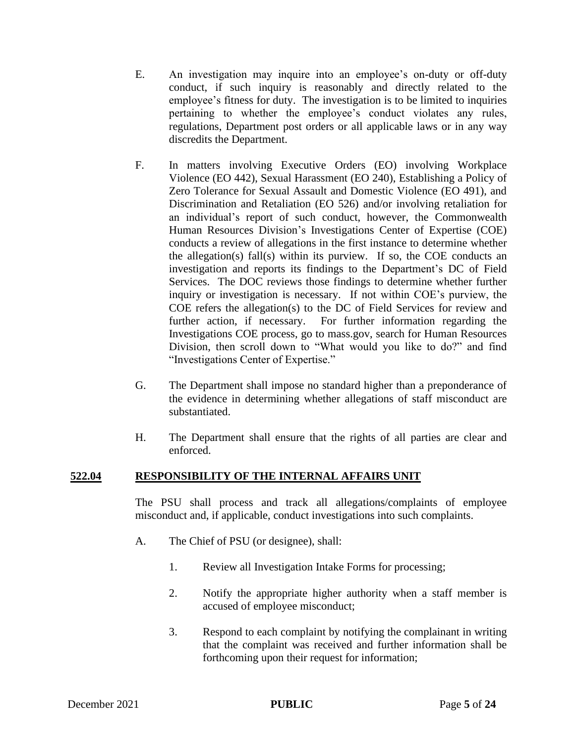E. An investigation may inquire into an employee's on-duty or off-duty conduct, if such inquiry is reasonably and directly related to the employee's fitness for duty. The investigation is to be limited to inquiries pertaining to whether the employee's conduct violates any rules, regulations, Department post orders or all applicable laws or in any way discredits the Department.

F. In matters involving Executive Orders (EO) involving Workplace Violence (EO 442), Sexual Harassment (EO 240), Establishing a Policy of Zero Tolerance for Sexual Assault and Domestic Violence (EO 491), and Discrimination and Retaliation (EO 526) and/or involving retaliation for an individual's report of such conduct, however, the Commonwealth Human Resources Division's Investigations Center of Expertise (COE) conducts a review of allegations in the first instance to determine whether the allegation(s) fall(s) within its purview. If so, the COE conducts an investigation and reports its findings to the Department's DC of Field Services. The DOC reviews those findings to determine whether further inquiry or investigation is necessary. If not within COE's purview, the COE refers the allegation(s) to the DC of Field Services for review and further action, if necessary. For further information regarding the Investigations COE process, go to mass.gov, search for Human Resources Division, then scroll down to "What would you like to do?" and find "Investigations Center of Expertise."

G. The Department shall impose no standard higher than a preponderance of the evidence in determining whether allegations of staff misconduct are substantiated.

H. The Department shall ensure that the rights of all parties are clear and enforced.

## 522.04 RESPONSIBILITY OF THE INTERNAL AFFAIRS UNIT

The PSU shall process and track all allegations/complaints of employee misconduct and, if applicable, conduct investigations into such complaints.

A. The Chief of PSU (or designee), shall:

1. Review all Investigation Intake Forms for processing;

2. Notify the appropriate higher authority when a staff member is accused of employee misconduct;

3. Respond to each complaint by notifying the complainant in writing that the complaint was received and further information shall be forthcoming upon their request for information;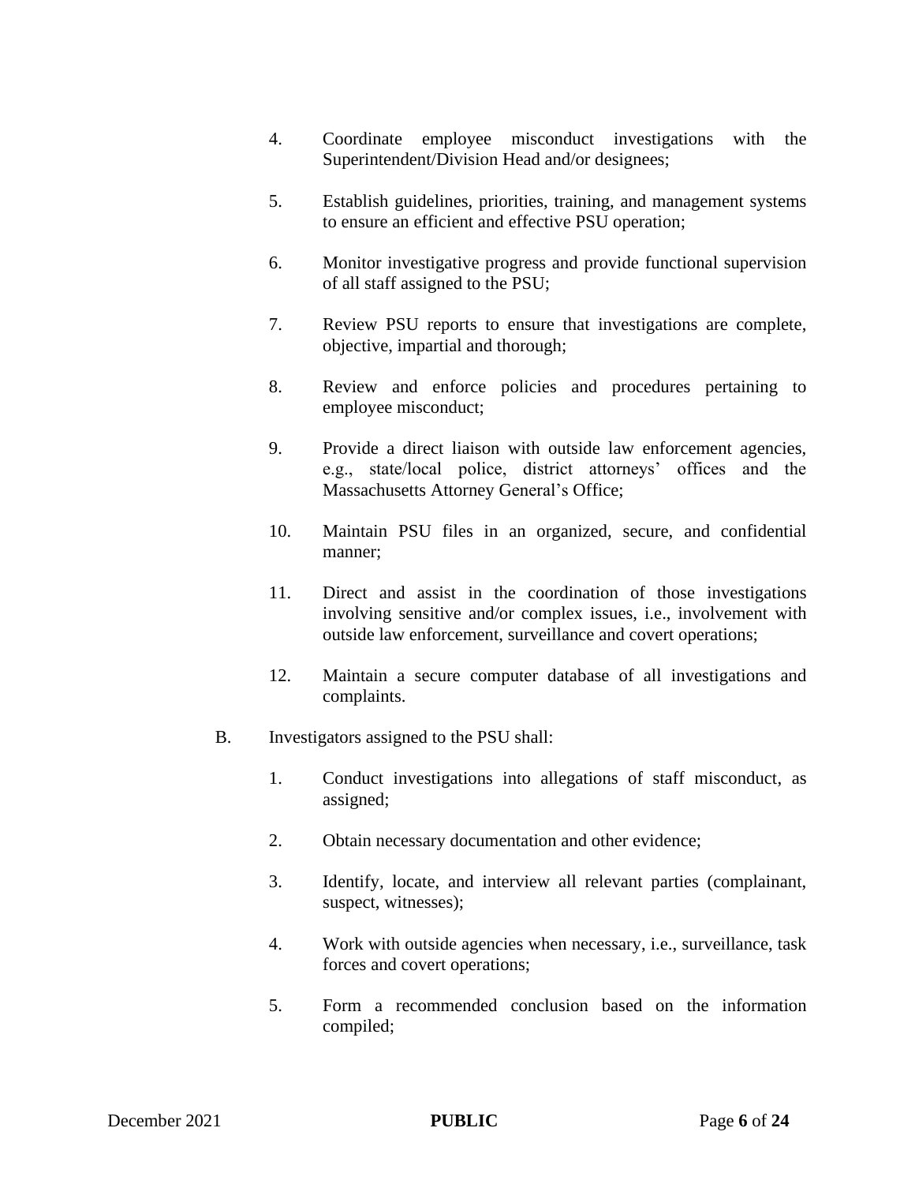4. Coordinate employee misconduct investigations with the Superintendent/Division Head and/or designees;

5. Establish guidelines, priorities, training, and management systems to ensure an efficient and effective PSU operation;

6. Monitor investigative progress and provide functional supervision of all staff assigned to the PSU;

7. Review PSU reports to ensure that investigations are complete, objective, impartial and thorough;

8. Review and enforce policies and procedures pertaining to employee misconduct;

9. Provide a direct liaison with outside law enforcement agencies, e.g., state/local police, district attorneys' offices and the Massachusetts Attorney General's Office;

10. Maintain PSU files in an organized, secure, and confidential manner;

11. Direct and assist in the coordination of those investigations involving sensitive and/or complex issues, i.e., involvement with outside law enforcement, surveillance and covert operations;

12. Maintain a secure computer database of all investigations and complaints.

B. Investigators assigned to the PSU shall:

1. Conduct investigations into allegations of staff misconduct, as assigned;

2. Obtain necessary documentation and other evidence;

3. Identify, locate, and interview all relevant parties (complainant, suspect, witnesses);

4. Work with outside agencies when necessary, i.e., surveillance, task forces and covert operations;

5. Form a recommended conclusion based on the information compiled;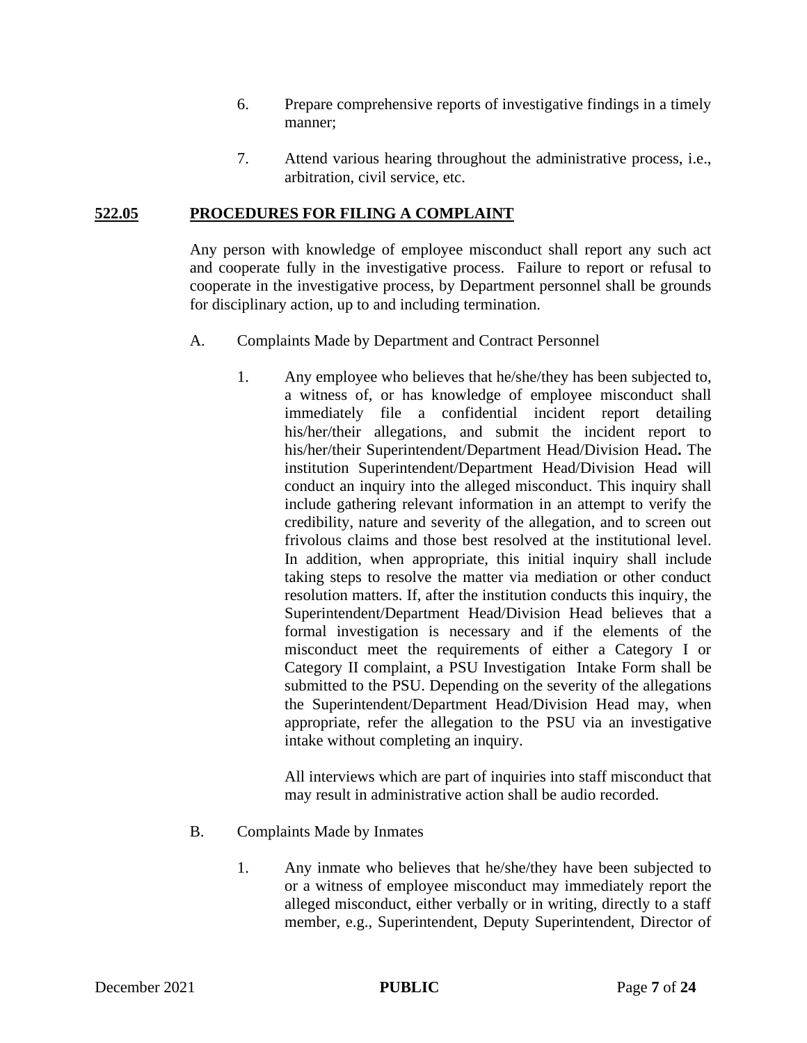6. Prepare comprehensive reports of investigative findings in a timely manner;

7. Attend various hearing throughout the administrative process, i.e., arbitration, civil service, etc.

## 522.05 PROCEDURES FOR FILING A COMPLAINT

Any person with knowledge of employee misconduct shall report any such act and cooperate fully in the investigative process. Failure to report or refusal to cooperate in the investigative process, by Department personnel shall be grounds for disciplinary action, up to and including termination.

A. Complaints Made by Department and Contract Personnel

1. Any employee who believes that he/she/they has been subjected to, a witness of, or has knowledge of employee misconduct shall immediately file a confidential incident report detailing his/her/their allegations, and submit the incident report to his/her/their Superintendent/Department Head/Division Head**.** The institution Superintendent/Department Head/Division Head will conduct an inquiry into the alleged misconduct. This inquiry shall include gathering relevant information in an attempt to verify the credibility, nature and severity of the allegation, and to screen out frivolous claims and those best resolved at the institutional level. In addition, when appropriate, this initial inquiry shall include taking steps to resolve the matter via mediation or other conduct resolution matters. If, after the institution conducts this inquiry, the Superintendent/Department Head/Division Head believes that a formal investigation is necessary and if the elements of the misconduct meet the requirements of either a Category I or Category II complaint, a PSU Investigation Intake Form shall be submitted to the PSU. Depending on the severity of the allegations the Superintendent/Department Head/Division Head may, when appropriate, refer the allegation to the PSU via an investigative intake without completing an inquiry.

   All interviews which are part of inquiries into staff misconduct that may result in administrative action shall be audio recorded.

B. Complaints Made by Inmates

1. Any inmate who believes that he/she/they have been subjected to or a witness of employee misconduct may immediately report the alleged misconduct, either verbally or in writing, directly to a staff member, e.g., Superintendent, Deputy Superintendent, Director of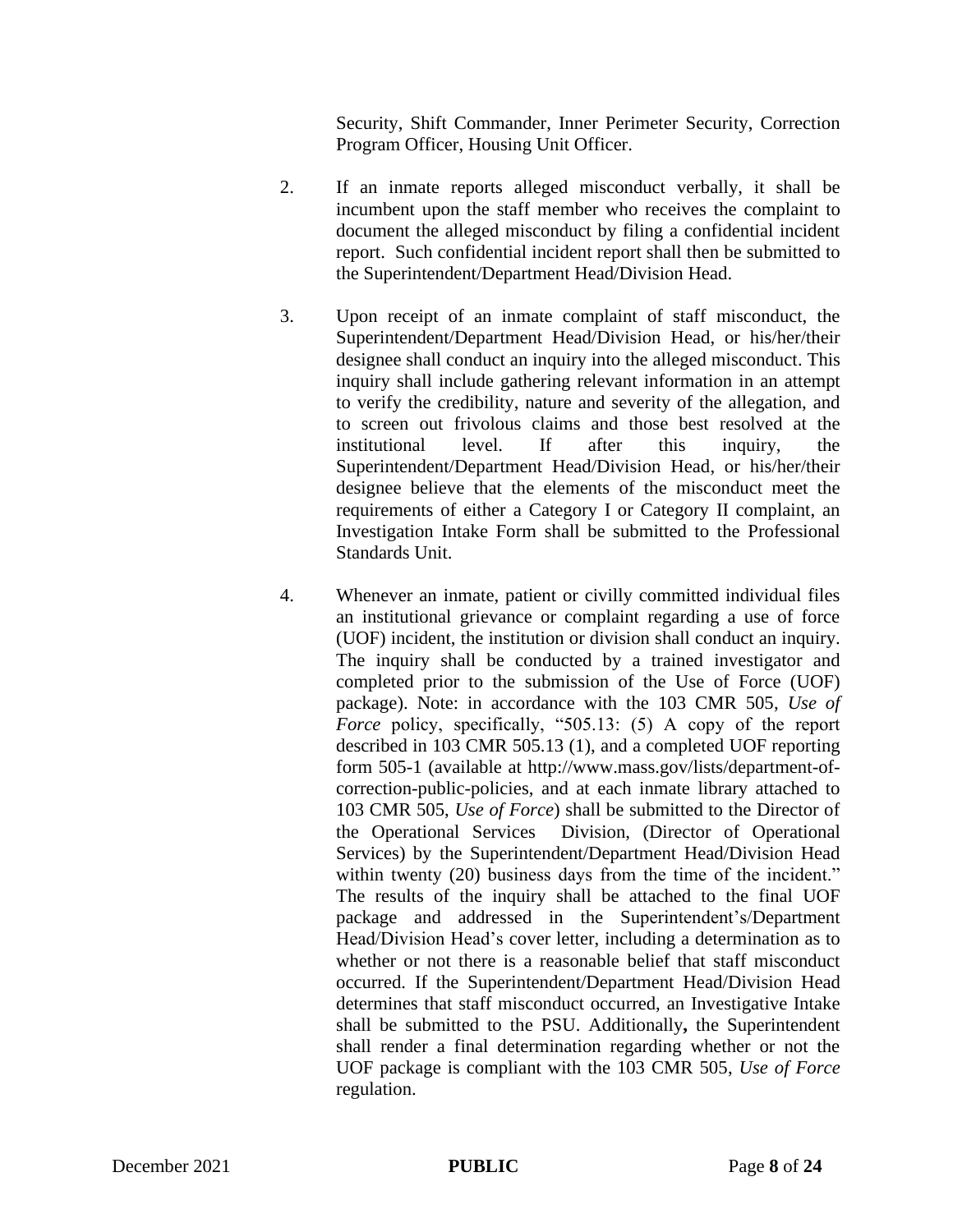Security, Shift Commander, Inner Perimeter Security, Correction Program Officer, Housing Unit Officer.

2. If an inmate reports alleged misconduct verbally, it shall be incumbent upon the staff member who receives the complaint to document the alleged misconduct by filing a confidential incident report. Such confidential incident report shall then be submitted to the Superintendent/Department Head/Division Head.

3. Upon receipt of an inmate complaint of staff misconduct, the Superintendent/Department Head/Division Head, or his/her/their designee shall conduct an inquiry into the alleged misconduct. This inquiry shall include gathering relevant information in an attempt to verify the credibility, nature and severity of the allegation, and to screen out frivolous claims and those best resolved at the institutional level. If after this inquiry, the Superintendent/Department Head/Division Head, or his/her/their designee believe that the elements of the misconduct meet the requirements of either a Category I or Category II complaint, an Investigation Intake Form shall be submitted to the Professional Standards Unit.

4. Whenever an inmate, patient or civilly committed individual files an institutional grievance or complaint regarding a use of force (UOF) incident, the institution or division shall conduct an inquiry. The inquiry shall be conducted by a trained investigator and completed prior to the submission of the Use of Force (UOF) package). Note: in accordance with the 103 CMR 505, *Use of Force* policy, specifically, "505.13: (5) A copy of the report described in 103 CMR 505.13 (1), and a completed UOF reporting form 505-1 (available at http://www.mass.gov/lists/department-of-correction-public-policies, and at each inmate library attached to 103 CMR 505, *Use of Force*) shall be submitted to the Director of the Operational Services Division, (Director of Operational Services) by the Superintendent/Department Head/Division Head within twenty (20) business days from the time of the incident." The results of the inquiry shall be attached to the final UOF package and addressed in the Superintendent's/Department Head/Division Head's cover letter, including a determination as to whether or not there is a reasonable belief that staff misconduct occurred. If the Superintendent/Department Head/Division Head determines that staff misconduct occurred, an Investigative Intake shall be submitted to the PSU. Additionally**,** the Superintendent shall render a final determination regarding whether or not the UOF package is compliant with the 103 CMR 505, *Use of Force* regulation.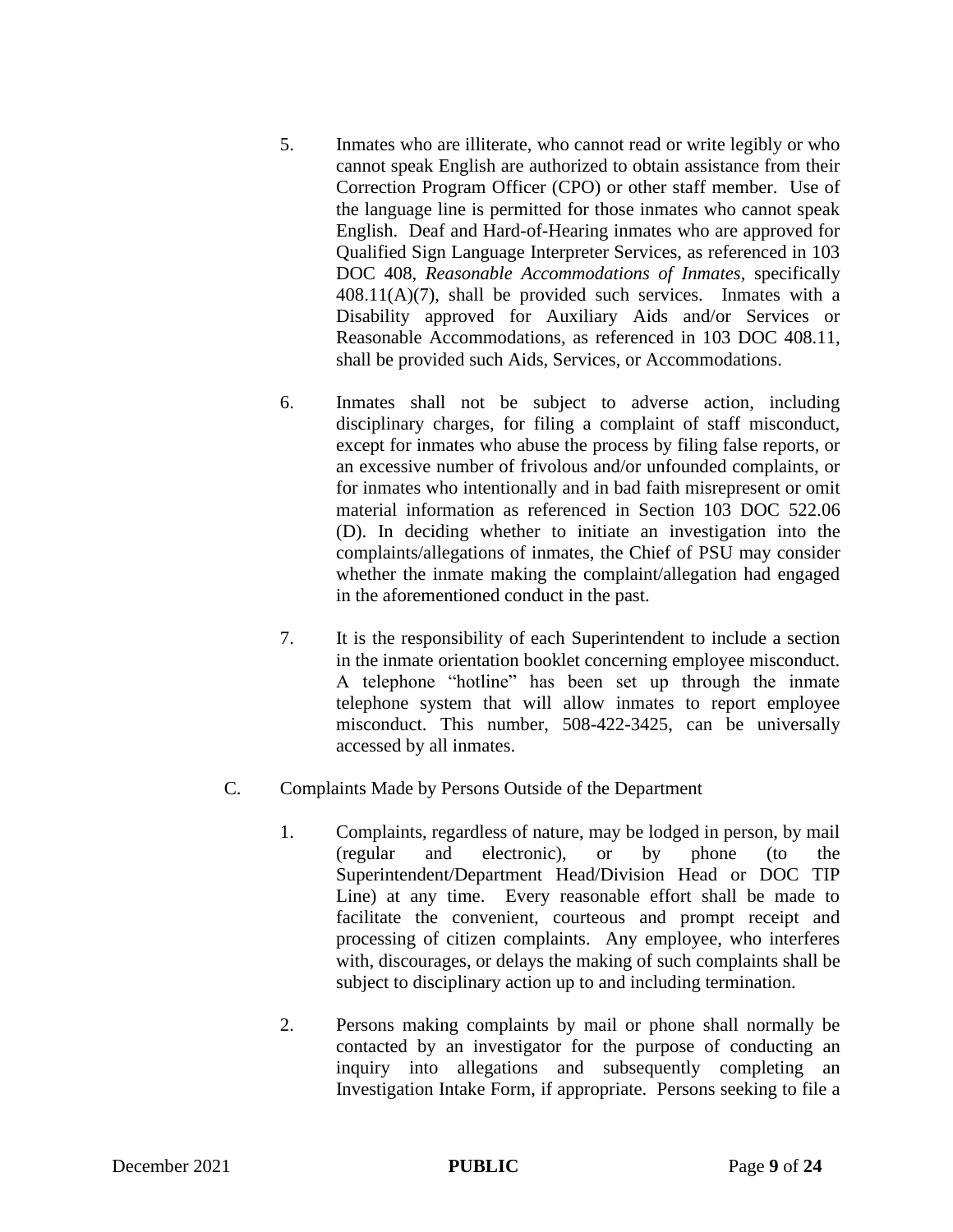5. Inmates who are illiterate, who cannot read or write legibly or who cannot speak English are authorized to obtain assistance from their Correction Program Officer (CPO) or other staff member. Use of the language line is permitted for those inmates who cannot speak English. Deaf and Hard-of-Hearing inmates who are approved for Qualified Sign Language Interpreter Services, as referenced in 103 DOC 408, *Reasonable Accommodations of Inmates,* specifically 408.11(A)(7), shall be provided such services. Inmates with a Disability approved for Auxiliary Aids and/or Services or Reasonable Accommodations, as referenced in 103 DOC 408.11, shall be provided such Aids, Services, or Accommodations.

6. Inmates shall not be subject to adverse action, including disciplinary charges, for filing a complaint of staff misconduct, except for inmates who abuse the process by filing false reports, or an excessive number of frivolous and/or unfounded complaints, or for inmates who intentionally and in bad faith misrepresent or omit material information as referenced in Section 103 DOC 522.06 (D). In deciding whether to initiate an investigation into the complaints/allegations of inmates, the Chief of PSU may consider whether the inmate making the complaint/allegation had engaged in the aforementioned conduct in the past.

7. It is the responsibility of each Superintendent to include a section in the inmate orientation booklet concerning employee misconduct. A telephone "hotline" has been set up through the inmate telephone system that will allow inmates to report employee misconduct. This number, 508-422-3425, can be universally accessed by all inmates.

C. Complaints Made by Persons Outside of the Department

1. Complaints, regardless of nature, may be lodged in person, by mail (regular and electronic), or by phone (to the Superintendent/Department Head/Division Head or DOC TIP Line) at any time. Every reasonable effort shall be made to facilitate the convenient, courteous and prompt receipt and processing of citizen complaints. Any employee, who interferes with, discourages, or delays the making of such complaints shall be subject to disciplinary action up to and including termination.

2. Persons making complaints by mail or phone shall normally be contacted by an investigator for the purpose of conducting an inquiry into allegations and subsequently completing an Investigation Intake Form, if appropriate. Persons seeking to file a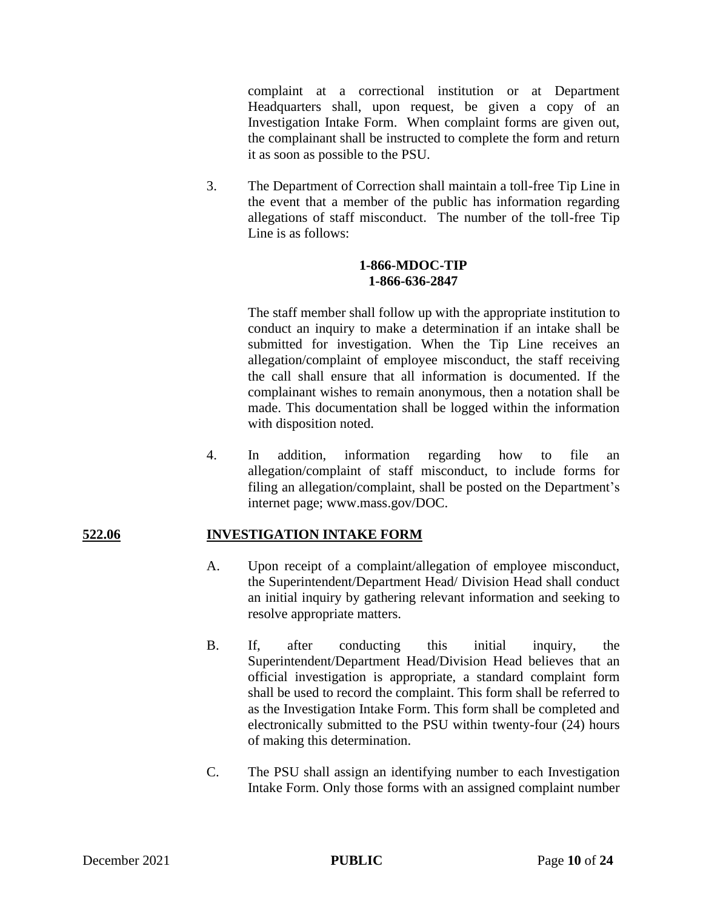complaint at a correctional institution or at Department Headquarters shall, upon request, be given a copy of an Investigation Intake Form. When complaint forms are given out, the complainant shall be instructed to complete the form and return it as soon as possible to the PSU.

3. The Department of Correction shall maintain a toll-free Tip Line in the event that a member of the public has information regarding allegations of staff misconduct. The number of the toll-free Tip Line is as follows:

**1-866-MDOC-TIP**
**1-866-636-2847**

The staff member shall follow up with the appropriate institution to conduct an inquiry to make a determination if an intake shall be submitted for investigation. When the Tip Line receives an allegation/complaint of employee misconduct, the staff receiving the call shall ensure that all information is documented. If the complainant wishes to remain anonymous, then a notation shall be made. This documentation shall be logged within the information with disposition noted.

4. In addition, information regarding how to file an allegation/complaint of staff misconduct, to include forms for filing an allegation/complaint, shall be posted on the Department's internet page; www.mass.gov/DOC.

## 522.06 INVESTIGATION INTAKE FORM

A. Upon receipt of a complaint/allegation of employee misconduct, the Superintendent/Department Head/ Division Head shall conduct an initial inquiry by gathering relevant information and seeking to resolve appropriate matters.

B. If, after conducting this initial inquiry, the Superintendent/Department Head/Division Head believes that an official investigation is appropriate, a standard complaint form shall be used to record the complaint. This form shall be referred to as the Investigation Intake Form. This form shall be completed and electronically submitted to the PSU within twenty-four (24) hours of making this determination.

C. The PSU shall assign an identifying number to each Investigation Intake Form. Only those forms with an assigned complaint number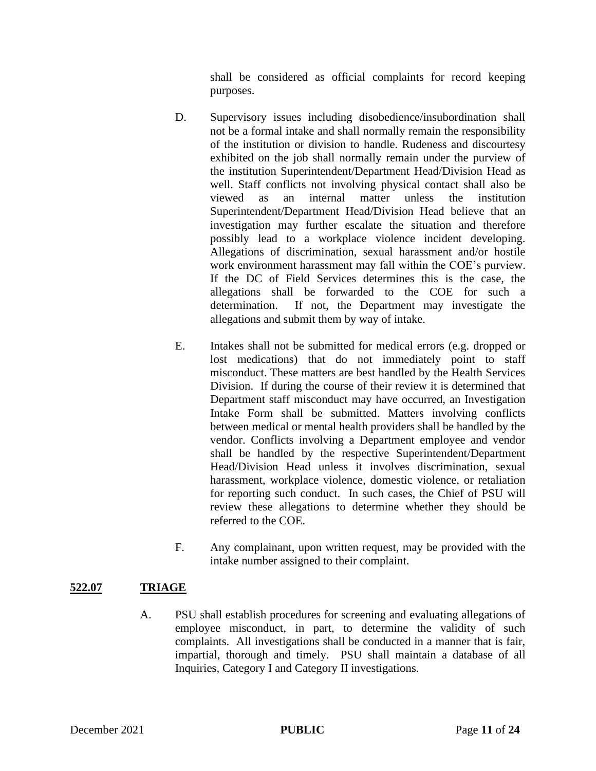shall be considered as official complaints for record keeping purposes.

D. Supervisory issues including disobedience/insubordination shall not be a formal intake and shall normally remain the responsibility of the institution or division to handle. Rudeness and discourtesy exhibited on the job shall normally remain under the purview of the institution Superintendent/Department Head/Division Head as well. Staff conflicts not involving physical contact shall also be viewed as an internal matter unless the institution Superintendent/Department Head/Division Head believe that an investigation may further escalate the situation and therefore possibly lead to a workplace violence incident developing. Allegations of discrimination, sexual harassment and/or hostile work environment harassment may fall within the COE's purview. If the DC of Field Services determines this is the case, the allegations shall be forwarded to the COE for such a determination. If not, the Department may investigate the allegations and submit them by way of intake.

E. Intakes shall not be submitted for medical errors (e.g. dropped or lost medications) that do not immediately point to staff misconduct. These matters are best handled by the Health Services Division. If during the course of their review it is determined that Department staff misconduct may have occurred, an Investigation Intake Form shall be submitted. Matters involving conflicts between medical or mental health providers shall be handled by the vendor. Conflicts involving a Department employee and vendor shall be handled by the respective Superintendent/Department Head/Division Head unless it involves discrimination, sexual harassment, workplace violence, domestic violence, or retaliation for reporting such conduct. In such cases, the Chief of PSU will review these allegations to determine whether they should be referred to the COE.

F. Any complainant, upon written request, may be provided with the intake number assigned to their complaint.

## 522.07 TRIAGE

A. PSU shall establish procedures for screening and evaluating allegations of employee misconduct, in part, to determine the validity of such complaints. All investigations shall be conducted in a manner that is fair, impartial, thorough and timely. PSU shall maintain a database of all Inquiries, Category I and Category II investigations.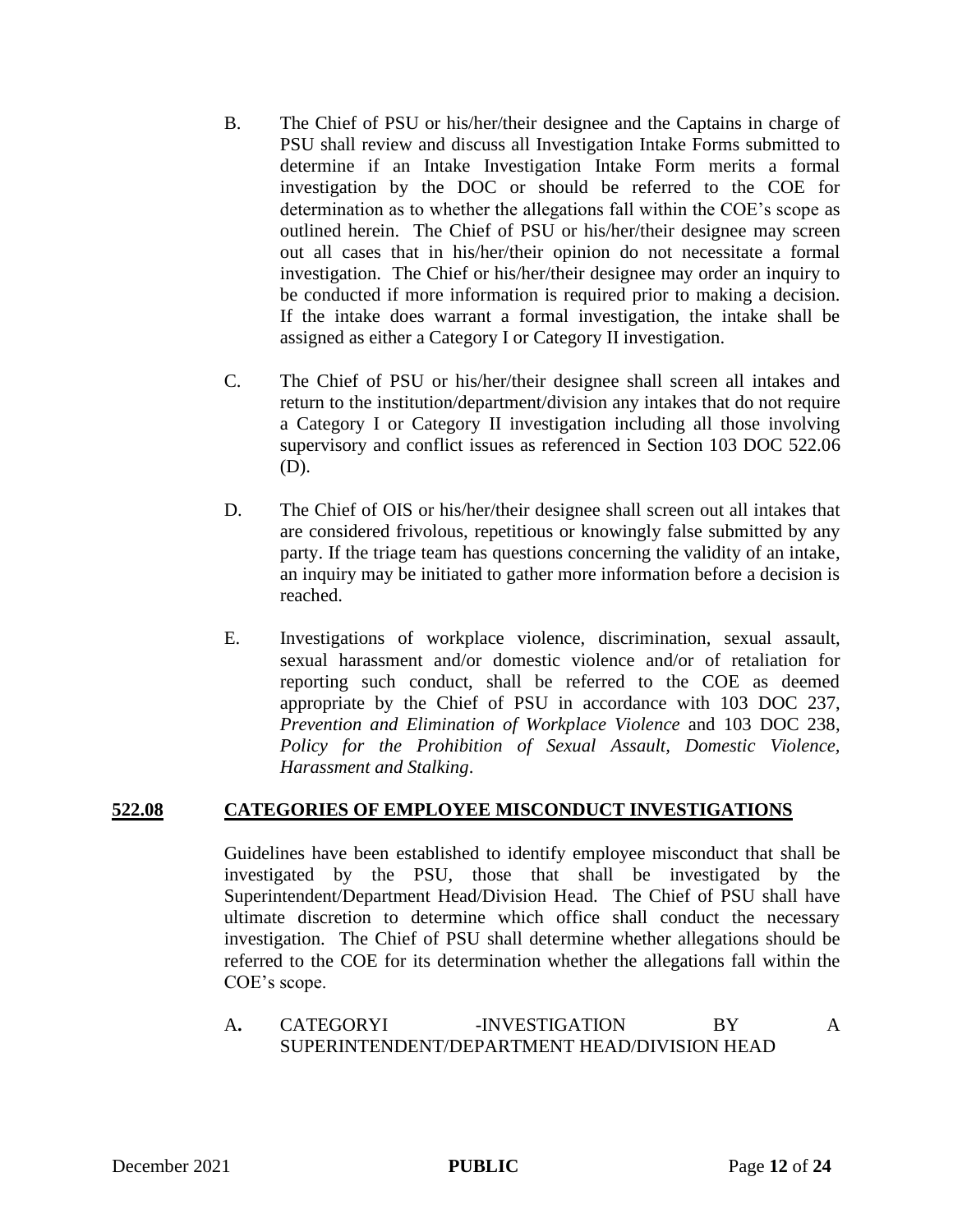B. The Chief of PSU or his/her/their designee and the Captains in charge of PSU shall review and discuss all Investigation Intake Forms submitted to determine if an Intake Investigation Intake Form merits a formal investigation by the DOC or should be referred to the COE for determination as to whether the allegations fall within the COE's scope as outlined herein. The Chief of PSU or his/her/their designee may screen out all cases that in his/her/their opinion do not necessitate a formal investigation. The Chief or his/her/their designee may order an inquiry to be conducted if more information is required prior to making a decision. If the intake does warrant a formal investigation, the intake shall be assigned as either a Category I or Category II investigation.

C. The Chief of PSU or his/her/their designee shall screen all intakes and return to the institution/department/division any intakes that do not require a Category I or Category II investigation including all those involving supervisory and conflict issues as referenced in Section 103 DOC 522.06 (D).

D. The Chief of OIS or his/her/their designee shall screen out all intakes that are considered frivolous, repetitious or knowingly false submitted by any party. If the triage team has questions concerning the validity of an intake, an inquiry may be initiated to gather more information before a decision is reached.

E. Investigations of workplace violence, discrimination, sexual assault, sexual harassment and/or domestic violence and/or of retaliation for reporting such conduct, shall be referred to the COE as deemed appropriate by the Chief of PSU in accordance with 103 DOC 237, *Prevention and Elimination of Workplace Violence* and 103 DOC 238, *Policy for the Prohibition of Sexual Assault, Domestic Violence, Harassment and Stalking*.

## **<u>522.08</u> <u>CATEGORIES OF EMPLOYEE MISCONDUCT INVESTIGATIONS</u>**

Guidelines have been established to identify employee misconduct that shall be investigated by the PSU, those that shall be investigated by the Superintendent/Department Head/Division Head. The Chief of PSU shall have ultimate discretion to determine which office shall conduct the necessary investigation. The Chief of PSU shall determine whether allegations should be referred to the COE for its determination whether the allegations fall within the COE's scope.

**A.** CATEGORYI -INVESTIGATION BY A SUPERINTENDENT/DEPARTMENT HEAD/DIVISION HEAD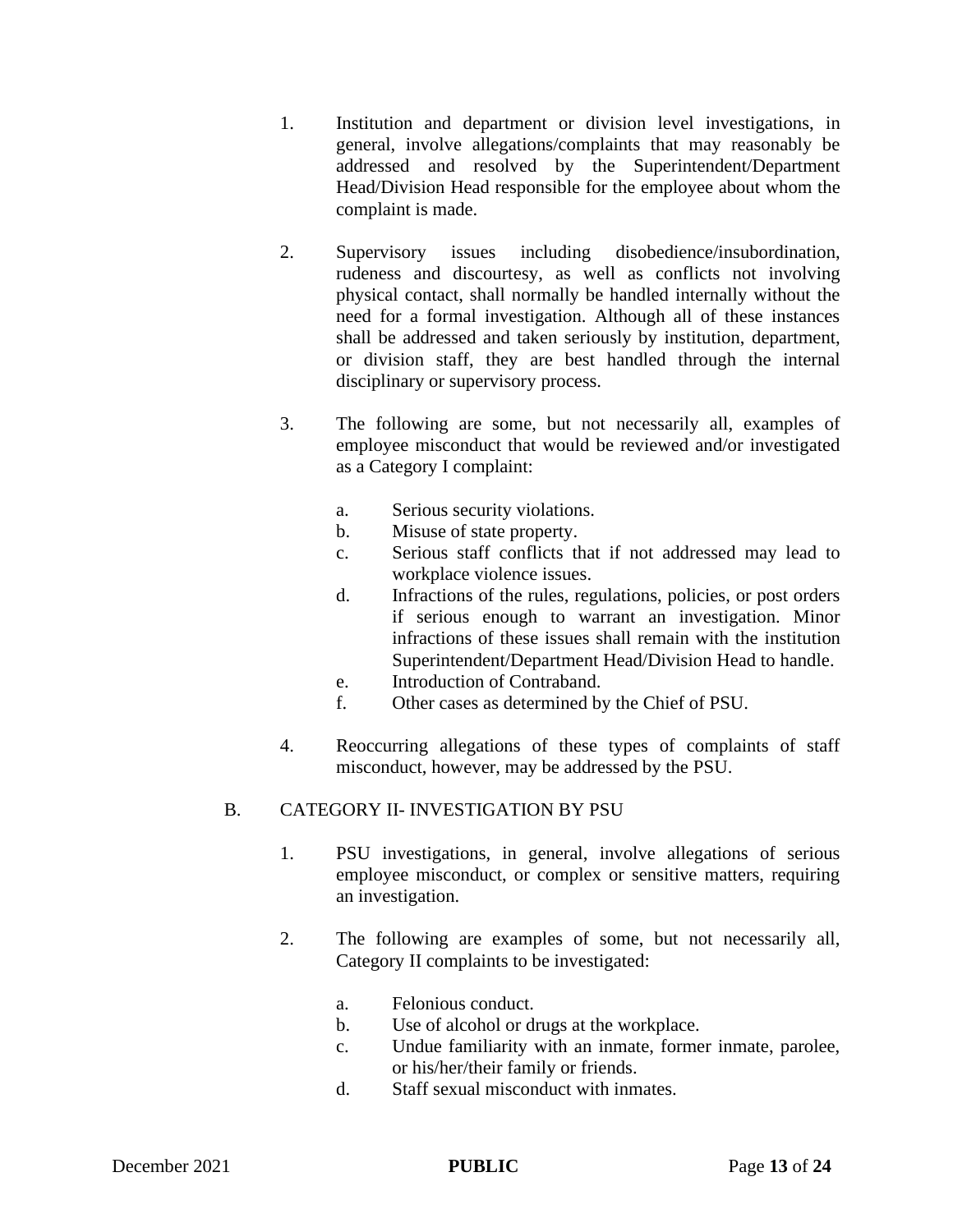1. Institution and department or division level investigations, in general, involve allegations/complaints that may reasonably be addressed and resolved by the Superintendent/Department Head/Division Head responsible for the employee about whom the complaint is made.

2. Supervisory issues including disobedience/insubordination, rudeness and discourtesy, as well as conflicts not involving physical contact, shall normally be handled internally without the need for a formal investigation. Although all of these instances shall be addressed and taken seriously by institution, department, or division staff, they are best handled through the internal disciplinary or supervisory process.

3. The following are some, but not necessarily all, examples of employee misconduct that would be reviewed and/or investigated as a Category I complaint:

    a. Serious security violations.
    b. Misuse of state property.
    c. Serious staff conflicts that if not addressed may lead to workplace violence issues.
    d. Infractions of the rules, regulations, policies, or post orders if serious enough to warrant an investigation. Minor infractions of these issues shall remain with the institution Superintendent/Department Head/Division Head to handle.
    e. Introduction of Contraband.
    f. Other cases as determined by the Chief of PSU.

4. Reoccurring allegations of these types of complaints of staff misconduct, however, may be addressed by the PSU.

B. CATEGORY II- INVESTIGATION BY PSU

1. PSU investigations, in general, involve allegations of serious employee misconduct, or complex or sensitive matters, requiring an investigation.

2. The following are examples of some, but not necessarily all, Category II complaints to be investigated:

    a. Felonious conduct.
    b. Use of alcohol or drugs at the workplace.
    c. Undue familiarity with an inmate, former inmate, parolee, or his/her/their family or friends.
    d. Staff sexual misconduct with inmates.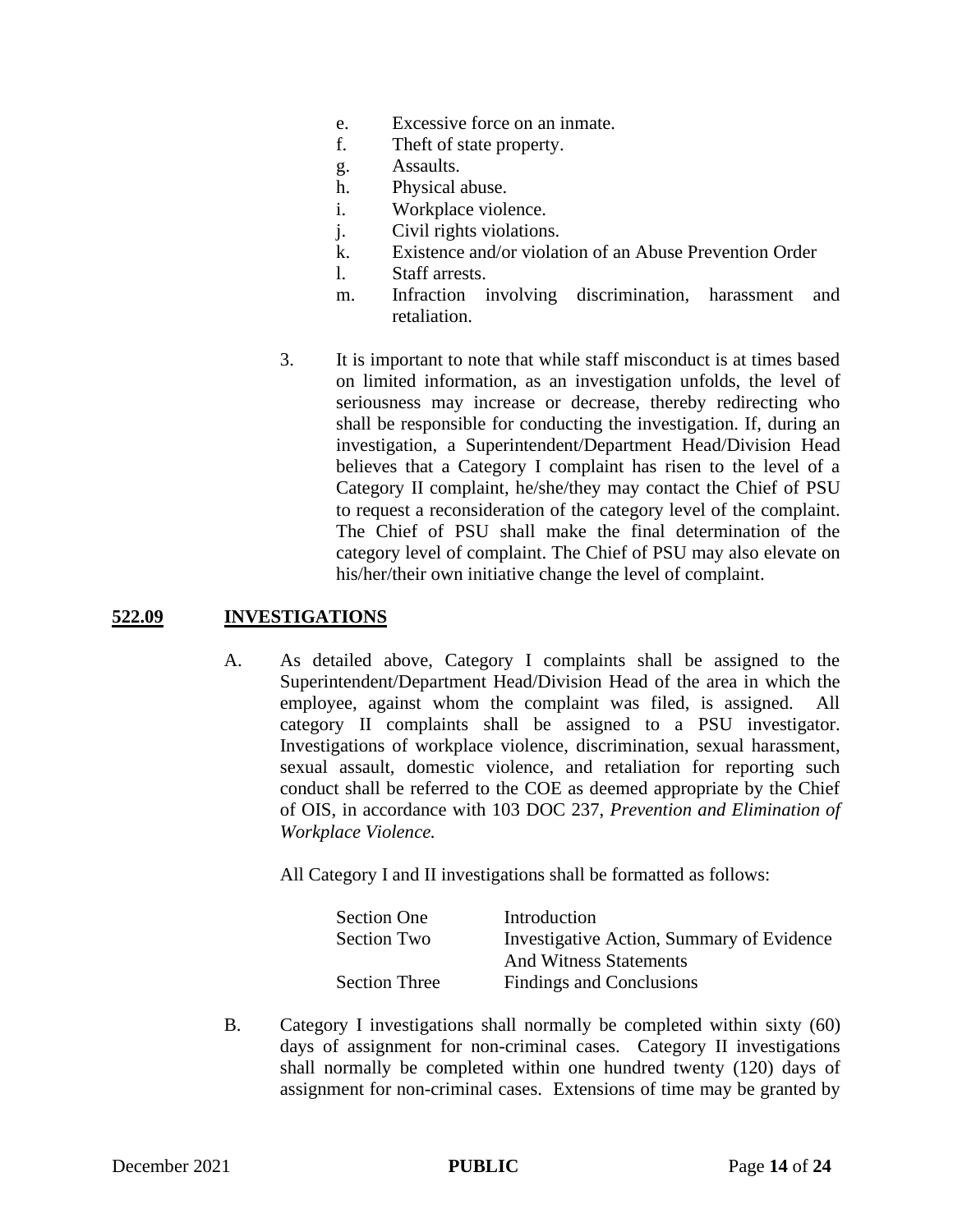e. Excessive force on an inmate.
f. Theft of state property.
g. Assaults.
h. Physical abuse.
i. Workplace violence.
j. Civil rights violations.
k. Existence and/or violation of an Abuse Prevention Order
l. Staff arrests.
m. Infraction involving discrimination, harassment and retaliation.

3. It is important to note that while staff misconduct is at times based on limited information, as an investigation unfolds, the level of seriousness may increase or decrease, thereby redirecting who shall be responsible for conducting the investigation. If, during an investigation, a Superintendent/Department Head/Division Head believes that a Category I complaint has risen to the level of a Category II complaint, he/she/they may contact the Chief of PSU to request a reconsideration of the category level of the complaint. The Chief of PSU shall make the final determination of the category level of complaint. The Chief of PSU may also elevate on his/her/their own initiative change the level of complaint.

## 522.09 INVESTIGATIONS

A. As detailed above, Category I complaints shall be assigned to the Superintendent/Department Head/Division Head of the area in which the employee, against whom the complaint was filed, is assigned. All category II complaints shall be assigned to a PSU investigator. Investigations of workplace violence, discrimination, sexual harassment, sexual assault, domestic violence, and retaliation for reporting such conduct shall be referred to the COE as deemed appropriate by the Chief of OIS, in accordance with 103 DOC 237, *Prevention and Elimination of Workplace Violence.*

All Category I and II investigations shall be formatted as follows:

| | |
|---|---|
| Section One | Introduction |
| Section Two | Investigative Action, Summary of Evidence And Witness Statements |
| Section Three | Findings and Conclusions |

B. Category I investigations shall normally be completed within sixty (60) days of assignment for non-criminal cases. Category II investigations shall normally be completed within one hundred twenty (120) days of assignment for non-criminal cases. Extensions of time may be granted by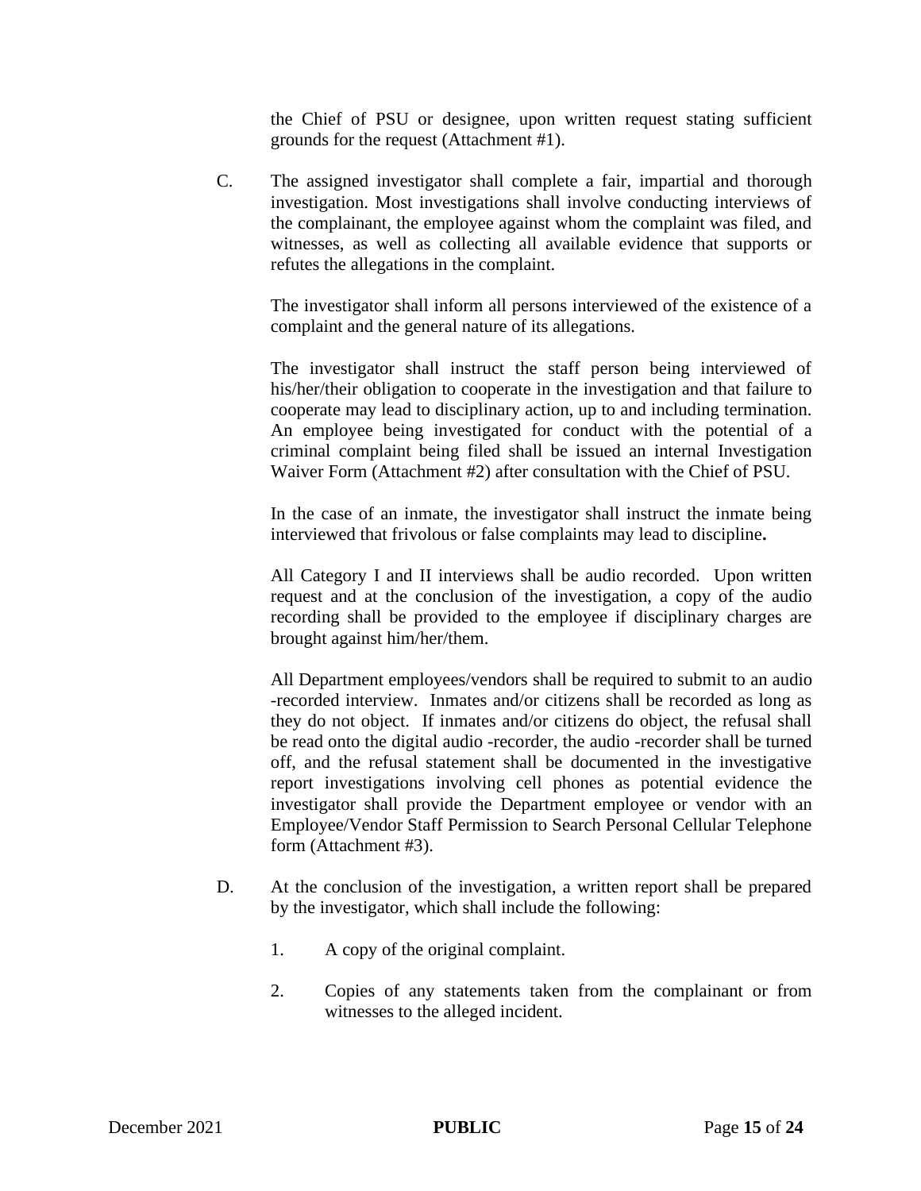the Chief of PSU or designee, upon written request stating sufficient grounds for the request (Attachment #1).

C. The assigned investigator shall complete a fair, impartial and thorough investigation. Most investigations shall involve conducting interviews of the complainant, the employee against whom the complaint was filed, and witnesses, as well as collecting all available evidence that supports or refutes the allegations in the complaint.

The investigator shall inform all persons interviewed of the existence of a complaint and the general nature of its allegations.

The investigator shall instruct the staff person being interviewed of his/her/their obligation to cooperate in the investigation and that failure to cooperate may lead to disciplinary action, up to and including termination. An employee being investigated for conduct with the potential of a criminal complaint being filed shall be issued an internal Investigation Waiver Form (Attachment #2) after consultation with the Chief of PSU.

In the case of an inmate, the investigator shall instruct the inmate being interviewed that frivolous or false complaints may lead to discipline**.**

All Category I and II interviews shall be audio recorded. Upon written request and at the conclusion of the investigation, a copy of the audio recording shall be provided to the employee if disciplinary charges are brought against him/her/them.

All Department employees/vendors shall be required to submit to an audio -recorded interview. Inmates and/or citizens shall be recorded as long as they do not object. If inmates and/or citizens do object, the refusal shall be read onto the digital audio -recorder, the audio -recorder shall be turned off, and the refusal statement shall be documented in the investigative report investigations involving cell phones as potential evidence the investigator shall provide the Department employee or vendor with an Employee/Vendor Staff Permission to Search Personal Cellular Telephone form (Attachment #3).

D. At the conclusion of the investigation, a written report shall be prepared by the investigator, which shall include the following:

1. A copy of the original complaint.

2. Copies of any statements taken from the complainant or from witnesses to the alleged incident.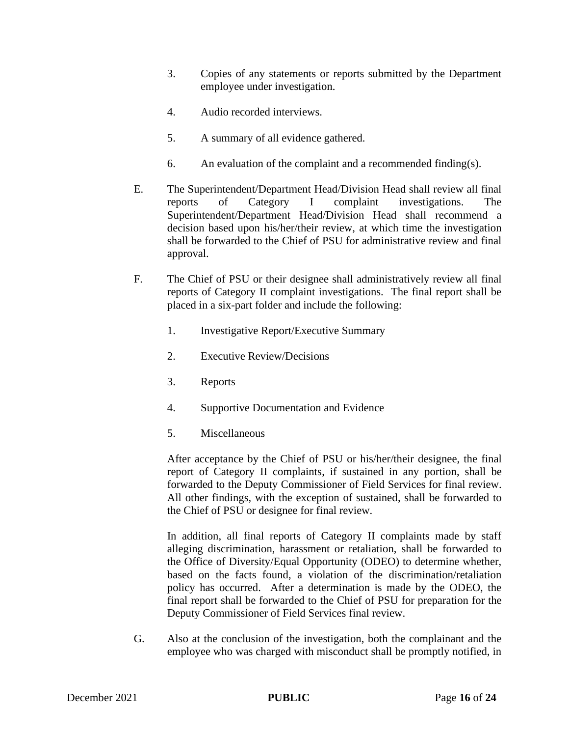3. Copies of any statements or reports submitted by the Department employee under investigation.

4. Audio recorded interviews.

5. A summary of all evidence gathered.

6. An evaluation of the complaint and a recommended finding(s).

E. The Superintendent/Department Head/Division Head shall review all final reports of Category I complaint investigations. The Superintendent/Department Head/Division Head shall recommend a decision based upon his/her/their review, at which time the investigation shall be forwarded to the Chief of PSU for administrative review and final approval.

F. The Chief of PSU or their designee shall administratively review all final reports of Category II complaint investigations. The final report shall be placed in a six-part folder and include the following:

1. Investigative Report/Executive Summary

2. Executive Review/Decisions

3. Reports

4. Supportive Documentation and Evidence

5. Miscellaneous

After acceptance by the Chief of PSU or his/her/their designee, the final report of Category II complaints, if sustained in any portion, shall be forwarded to the Deputy Commissioner of Field Services for final review. All other findings, with the exception of sustained, shall be forwarded to the Chief of PSU or designee for final review.

In addition, all final reports of Category II complaints made by staff alleging discrimination, harassment or retaliation, shall be forwarded to the Office of Diversity/Equal Opportunity (ODEO) to determine whether, based on the facts found, a violation of the discrimination/retaliation policy has occurred. After a determination is made by the ODEO, the final report shall be forwarded to the Chief of PSU for preparation for the Deputy Commissioner of Field Services final review.

G. Also at the conclusion of the investigation, both the complainant and the employee who was charged with misconduct shall be promptly notified, in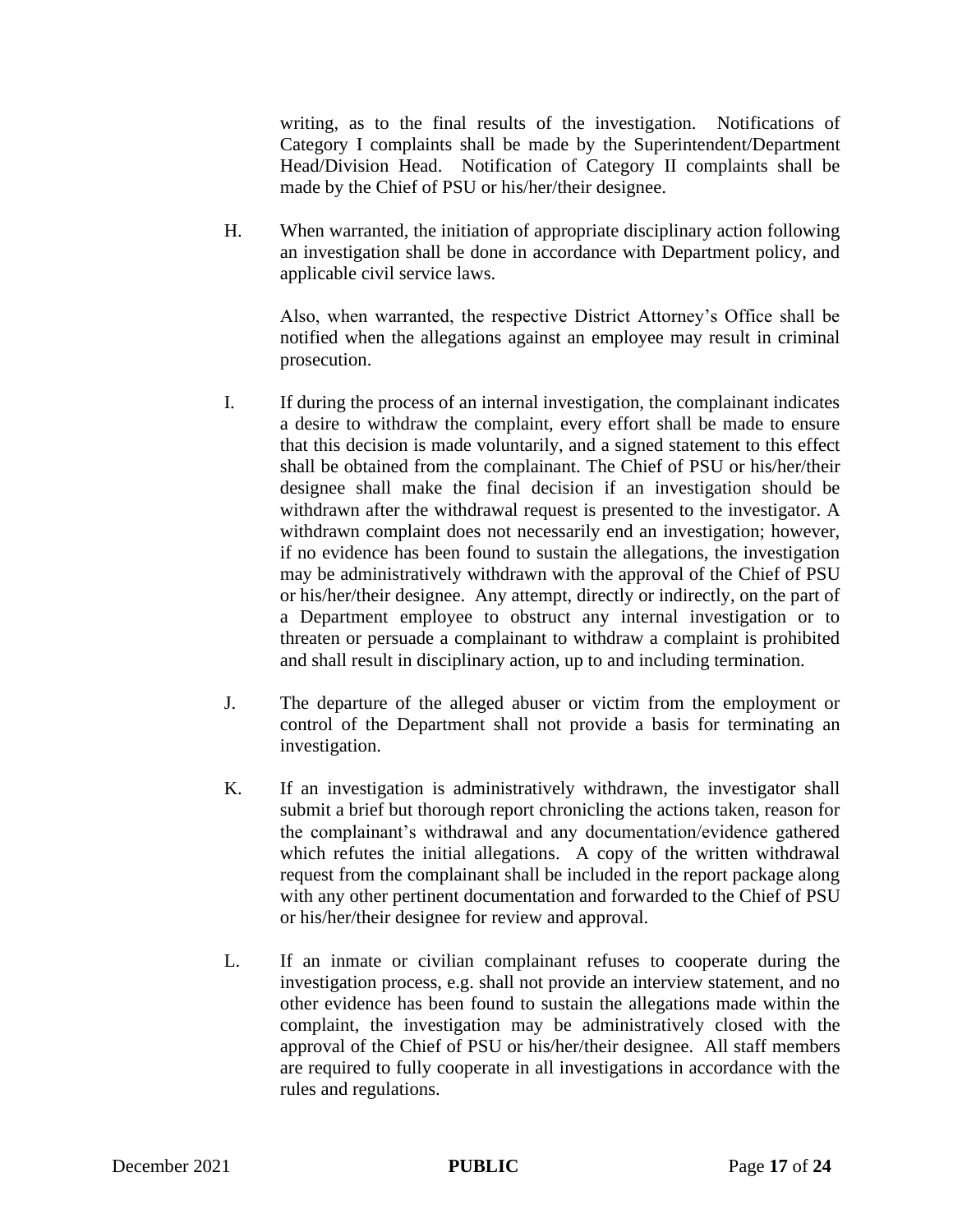writing, as to the final results of the investigation. Notifications of Category I complaints shall be made by the Superintendent/Department Head/Division Head. Notification of Category II complaints shall be made by the Chief of PSU or his/her/their designee.

H. When warranted, the initiation of appropriate disciplinary action following an investigation shall be done in accordance with Department policy, and applicable civil service laws.

   Also, when warranted, the respective District Attorney's Office shall be notified when the allegations against an employee may result in criminal prosecution.

I. If during the process of an internal investigation, the complainant indicates a desire to withdraw the complaint, every effort shall be made to ensure that this decision is made voluntarily, and a signed statement to this effect shall be obtained from the complainant. The Chief of PSU or his/her/their designee shall make the final decision if an investigation should be withdrawn after the withdrawal request is presented to the investigator. A withdrawn complaint does not necessarily end an investigation; however, if no evidence has been found to sustain the allegations, the investigation may be administratively withdrawn with the approval of the Chief of PSU or his/her/their designee. Any attempt, directly or indirectly, on the part of a Department employee to obstruct any internal investigation or to threaten or persuade a complainant to withdraw a complaint is prohibited and shall result in disciplinary action, up to and including termination.

J. The departure of the alleged abuser or victim from the employment or control of the Department shall not provide a basis for terminating an investigation.

K. If an investigation is administratively withdrawn, the investigator shall submit a brief but thorough report chronicling the actions taken, reason for the complainant's withdrawal and any documentation/evidence gathered which refutes the initial allegations. A copy of the written withdrawal request from the complainant shall be included in the report package along with any other pertinent documentation and forwarded to the Chief of PSU or his/her/their designee for review and approval.

L. If an inmate or civilian complainant refuses to cooperate during the investigation process, e.g. shall not provide an interview statement, and no other evidence has been found to sustain the allegations made within the complaint, the investigation may be administratively closed with the approval of the Chief of PSU or his/her/their designee. All staff members are required to fully cooperate in all investigations in accordance with the rules and regulations.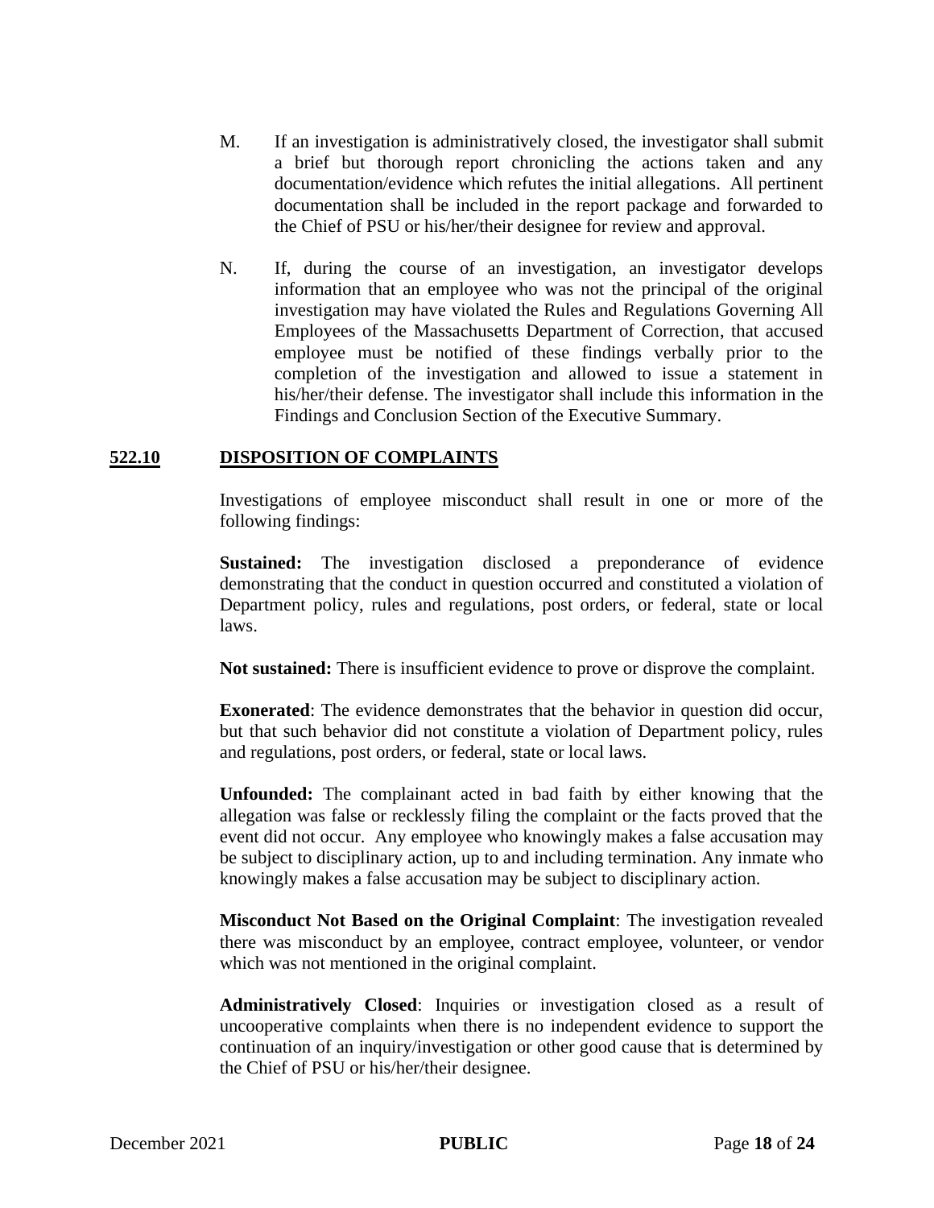M. If an investigation is administratively closed, the investigator shall submit a brief but thorough report chronicling the actions taken and any documentation/evidence which refutes the initial allegations. All pertinent documentation shall be included in the report package and forwarded to the Chief of PSU or his/her/their designee for review and approval.

N. If, during the course of an investigation, an investigator develops information that an employee who was not the principal of the original investigation may have violated the Rules and Regulations Governing All Employees of the Massachusetts Department of Correction, that accused employee must be notified of these findings verbally prior to the completion of the investigation and allowed to issue a statement in his/her/their defense. The investigator shall include this information in the Findings and Conclusion Section of the Executive Summary.

## 522.10 DISPOSITION OF COMPLAINTS

Investigations of employee misconduct shall result in one or more of the following findings:

**Sustained:** The investigation disclosed a preponderance of evidence demonstrating that the conduct in question occurred and constituted a violation of Department policy, rules and regulations, post orders, or federal, state or local laws.

**Not sustained:** There is insufficient evidence to prove or disprove the complaint.

**Exonerated**: The evidence demonstrates that the behavior in question did occur, but that such behavior did not constitute a violation of Department policy, rules and regulations, post orders, or federal, state or local laws.

**Unfounded:** The complainant acted in bad faith by either knowing that the allegation was false or recklessly filing the complaint or the facts proved that the event did not occur. Any employee who knowingly makes a false accusation may be subject to disciplinary action, up to and including termination. Any inmate who knowingly makes a false accusation may be subject to disciplinary action.

**Misconduct Not Based on the Original Complaint**: The investigation revealed there was misconduct by an employee, contract employee, volunteer, or vendor which was not mentioned in the original complaint.

**Administratively Closed**: Inquiries or investigation closed as a result of uncooperative complaints when there is no independent evidence to support the continuation of an inquiry/investigation or other good cause that is determined by the Chief of PSU or his/her/their designee.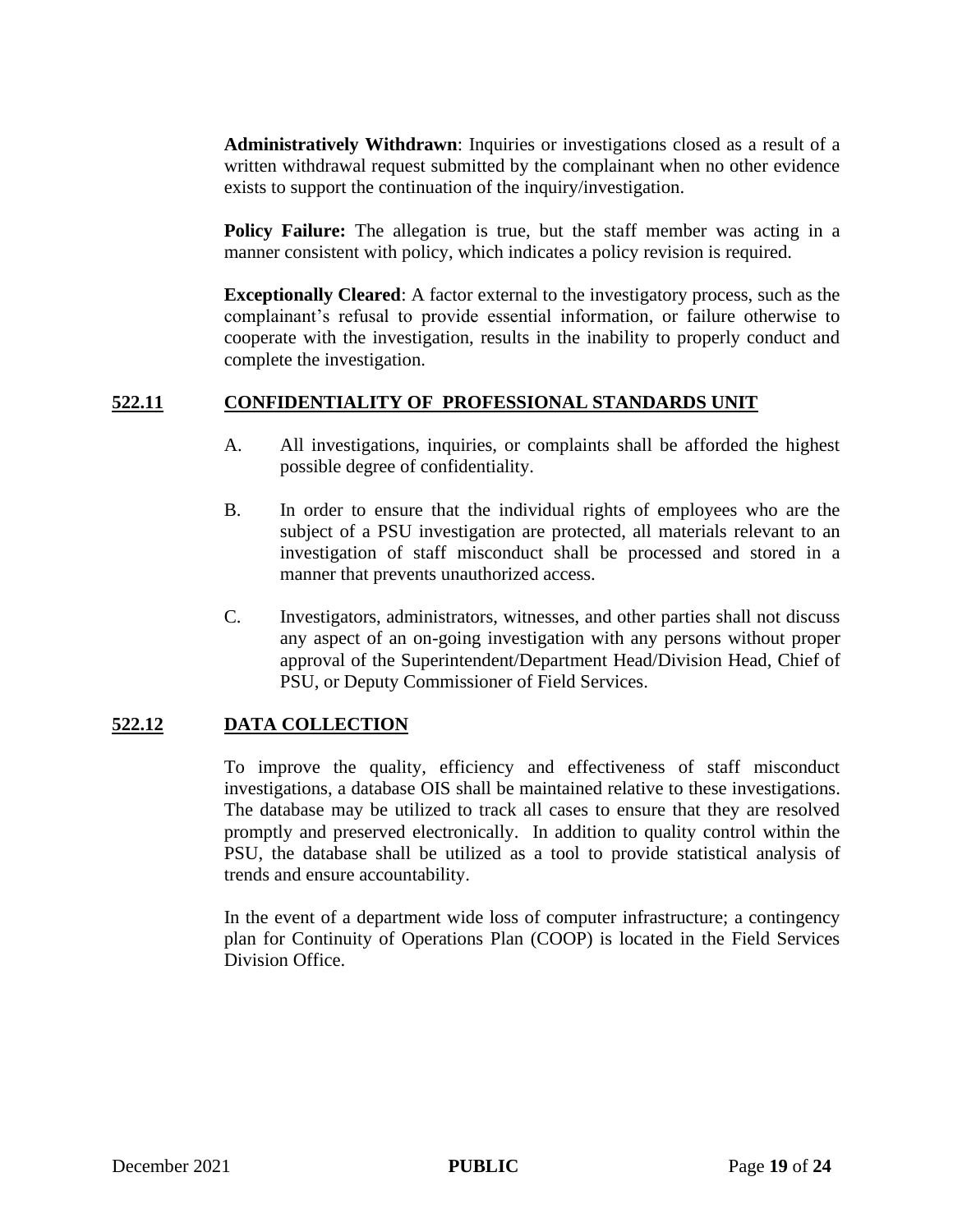**Administratively Withdrawn**: Inquiries or investigations closed as a result of a written withdrawal request submitted by the complainant when no other evidence exists to support the continuation of the inquiry/investigation.

**Policy Failure:** The allegation is true, but the staff member was acting in a manner consistent with policy, which indicates a policy revision is required.

**Exceptionally Cleared**: A factor external to the investigatory process, such as the complainant's refusal to provide essential information, or failure otherwise to cooperate with the investigation, results in the inability to properly conduct and complete the investigation.

## 522.11 CONFIDENTIALITY OF PROFESSIONAL STANDARDS UNIT

A. All investigations, inquiries, or complaints shall be afforded the highest possible degree of confidentiality.

B. In order to ensure that the individual rights of employees who are the subject of a PSU investigation are protected, all materials relevant to an investigation of staff misconduct shall be processed and stored in a manner that prevents unauthorized access.

C. Investigators, administrators, witnesses, and other parties shall not discuss any aspect of an on-going investigation with any persons without proper approval of the Superintendent/Department Head/Division Head, Chief of PSU, or Deputy Commissioner of Field Services.

## 522.12 DATA COLLECTION

To improve the quality, efficiency and effectiveness of staff misconduct investigations, a database OIS shall be maintained relative to these investigations. The database may be utilized to track all cases to ensure that they are resolved promptly and preserved electronically. In addition to quality control within the PSU, the database shall be utilized as a tool to provide statistical analysis of trends and ensure accountability.

In the event of a department wide loss of computer infrastructure; a contingency plan for Continuity of Operations Plan (COOP) is located in the Field Services Division Office.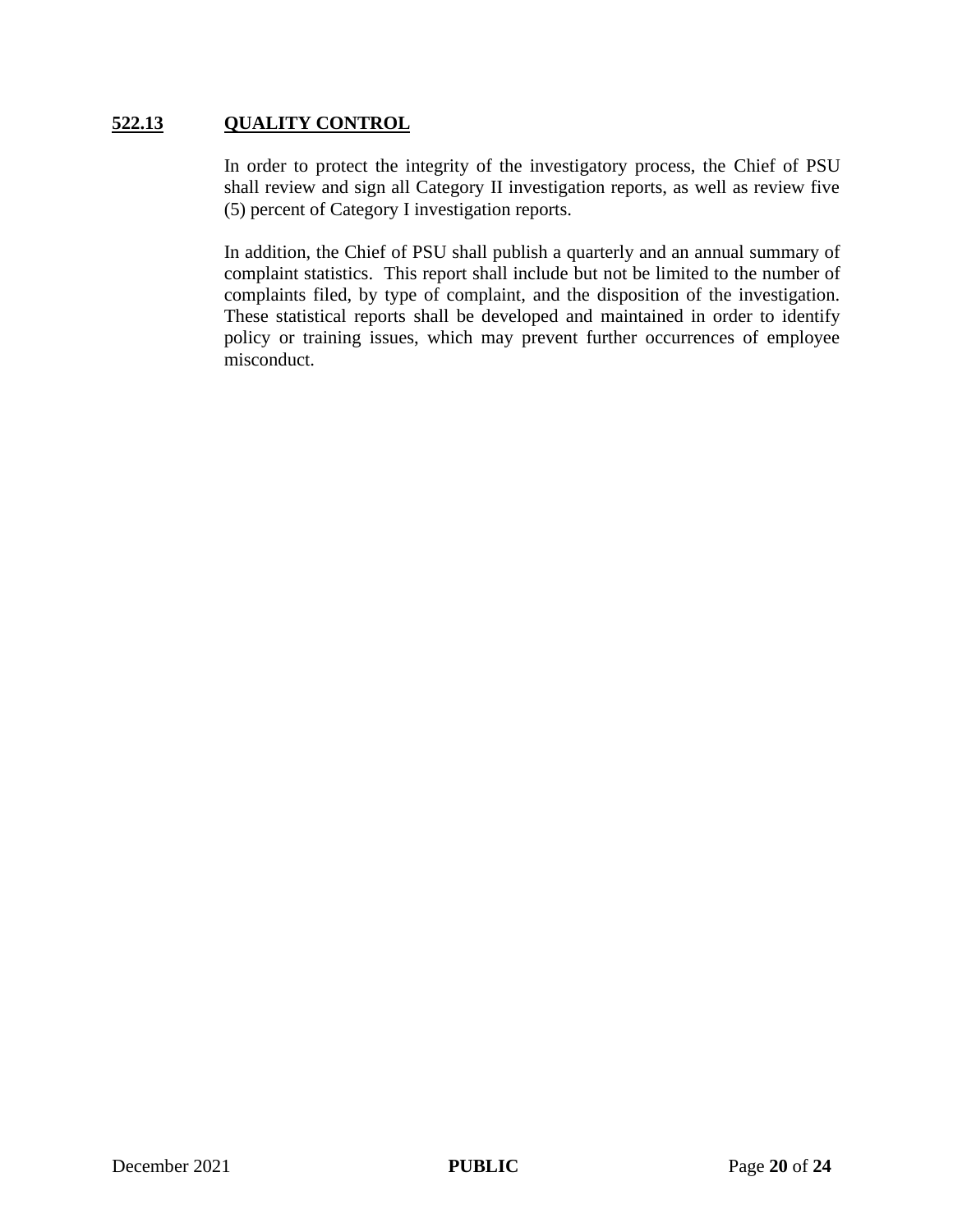## 522.13 QUALITY CONTROL

In order to protect the integrity of the investigatory process, the Chief of PSU shall review and sign all Category II investigation reports, as well as review five (5) percent of Category I investigation reports.

In addition, the Chief of PSU shall publish a quarterly and an annual summary of complaint statistics. This report shall include but not be limited to the number of complaints filed, by type of complaint, and the disposition of the investigation. These statistical reports shall be developed and maintained in order to identify policy or training issues, which may prevent further occurrences of employee misconduct.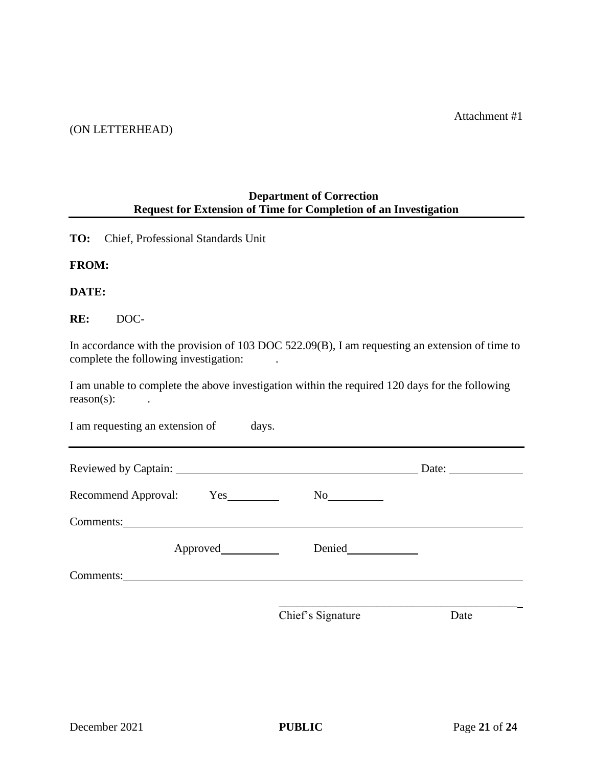Attachment #1

(ON LETTERHEAD)

**Department of Correction**
**Request for Extension of Time for Completion of an Investigation**

---

**TO:** Chief, Professional Standards Unit

**FROM:**

**DATE:**

**RE:** DOC-

In accordance with the provision of 103 DOC 522.09(B), I am requesting an extension of time to complete the following investigation: .

I am unable to complete the above investigation within the required 120 days for the following reason(s): .

I am requesting an extension of days.

---

Reviewed by Captain: ____________________________________________ Date: ____________

Recommend Approval: Yes__________ No__________

Comments:______________________________________________________________________

Approved__________ Denied____________

Comments:______________________________________________________________________

_____________________________________________

Chief's Signature Date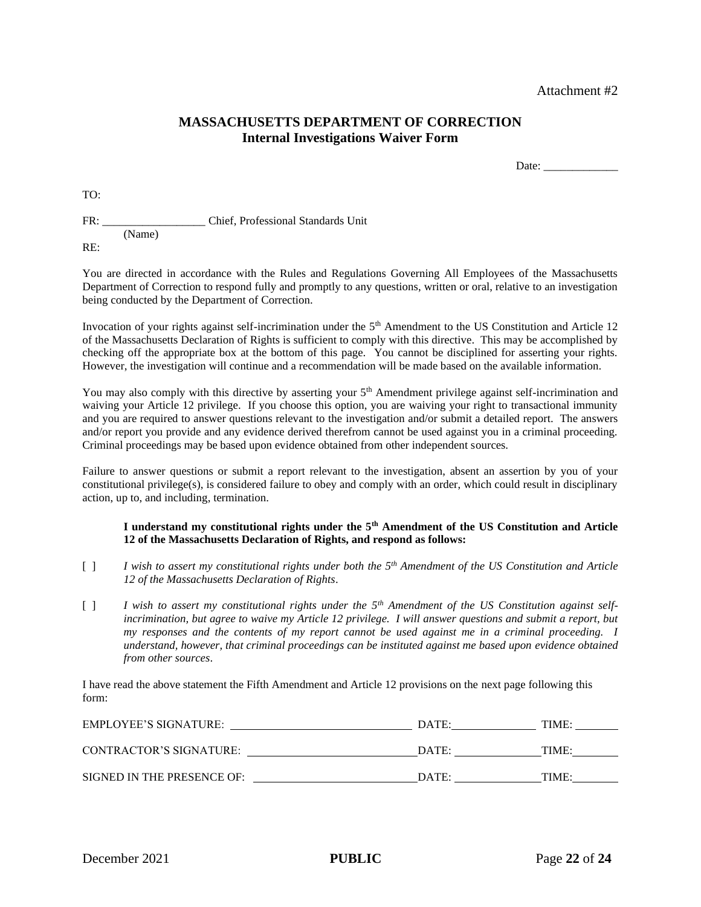Attachment #2

## MASSACHUSETTS DEPARTMENT OF CORRECTION
### Internal Investigations Waiver Form

Date: _____________

TO:

FR: __________________ Chief, Professional Standards Unit
(Name)

RE:

You are directed in accordance with the Rules and Regulations Governing All Employees of the Massachusetts Department of Correction to respond fully and promptly to any questions, written or oral, relative to an investigation being conducted by the Department of Correction.

Invocation of your rights against self-incrimination under the 5th Amendment to the US Constitution and Article 12 of the Massachusetts Declaration of Rights is sufficient to comply with this directive. This may be accomplished by checking off the appropriate box at the bottom of this page. You cannot be disciplined for asserting your rights. However, the investigation will continue and a recommendation will be made based on the available information.

You may also comply with this directive by asserting your 5th Amendment privilege against self-incrimination and waiving your Article 12 privilege. If you choose this option, you are waiving your right to transactional immunity and you are required to answer questions relevant to the investigation and/or submit a detailed report. The answers and/or report you provide and any evidence derived therefrom cannot be used against you in a criminal proceeding. Criminal proceedings may be based upon evidence obtained from other independent sources.

Failure to answer questions or submit a report relevant to the investigation, absent an assertion by you of your constitutional privilege(s), is considered failure to obey and comply with an order, which could result in disciplinary action, up to, and including, termination.

**I understand my constitutional rights under the 5th Amendment of the US Constitution and Article 12 of the Massachusetts Declaration of Rights, and respond as follows:**

[ ] *I wish to assert my constitutional rights under both the 5th Amendment of the US Constitution and Article 12 of the Massachusetts Declaration of Rights*.

[ ] *I wish to assert my constitutional rights under the 5th Amendment of the US Constitution against self-incrimination, but agree to waive my Article 12 privilege. I will answer questions and submit a report, but my responses and the contents of my report cannot be used against me in a criminal proceeding. I understand, however, that criminal proceedings can be instituted against me based upon evidence obtained from other sources*.

I have read the above statement the Fifth Amendment and Article 12 provisions on the next page following this form:

EMPLOYEE'S SIGNATURE: ______________________ DATE: ____________ TIME: ________

CONTRACTOR'S SIGNATURE: ______________________ DATE: ____________ TIME: ________

SIGNED IN THE PRESENCE OF: ______________________ DATE: ____________ TIME: ________

December 2021 **PUBLIC**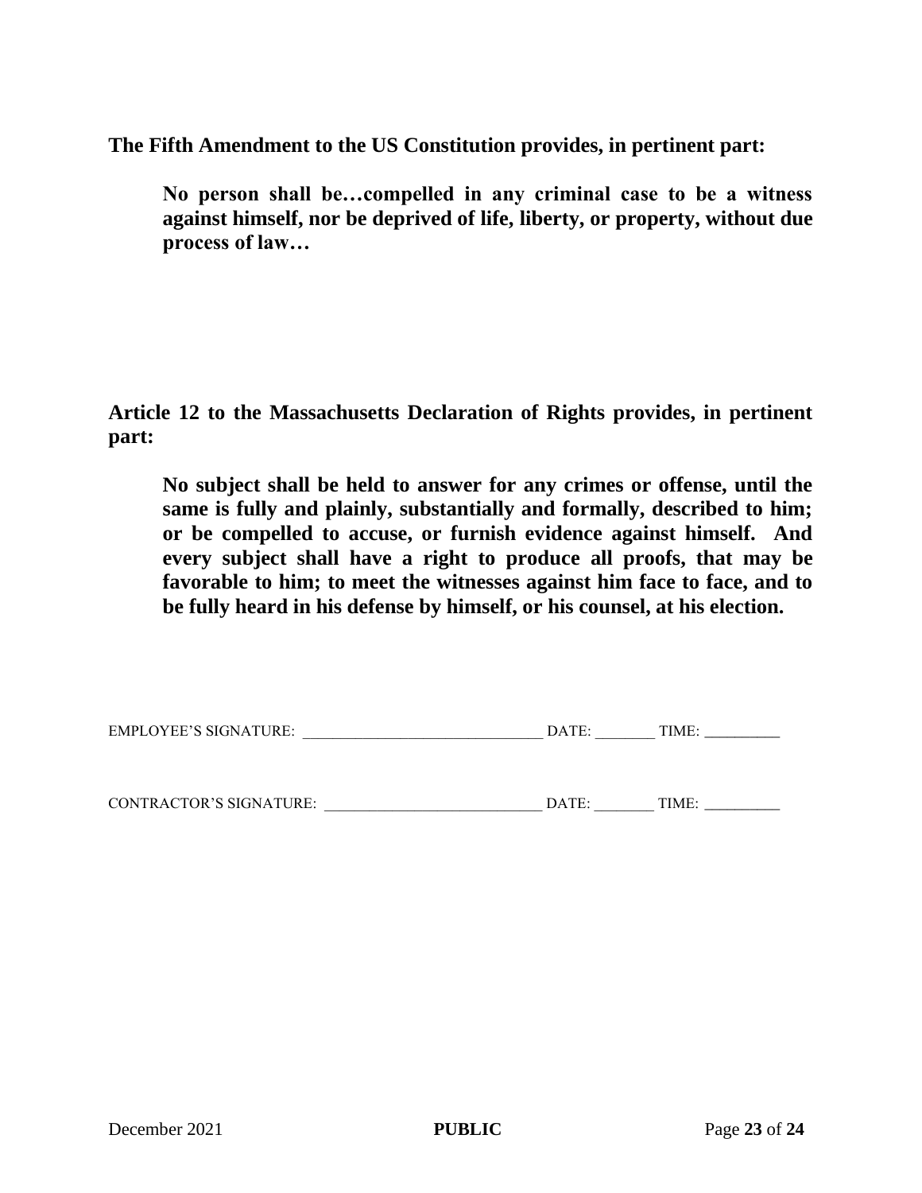**The Fifth Amendment to the US Constitution provides, in pertinent part:**

> **No person shall be…compelled in any criminal case to be a witness against himself, nor be deprived of life, liberty, or property, without due process of law…**

**Article 12 to the Massachusetts Declaration of Rights provides, in pertinent part:**

> **No subject shall be held to answer for any crimes or offense, until the same is fully and plainly, substantially and formally, described to him; or be compelled to accuse, or furnish evidence against himself. And every subject shall have a right to produce all proofs, that may be favorable to him; to meet the witnesses against him face to face, and to be fully heard in his defense by himself, or his counsel, at his election.**

EMPLOYEE'S SIGNATURE: ______________________________ DATE: ________ TIME: __________

CONTRACTOR'S SIGNATURE: ____________________________ DATE: ________ TIME: __________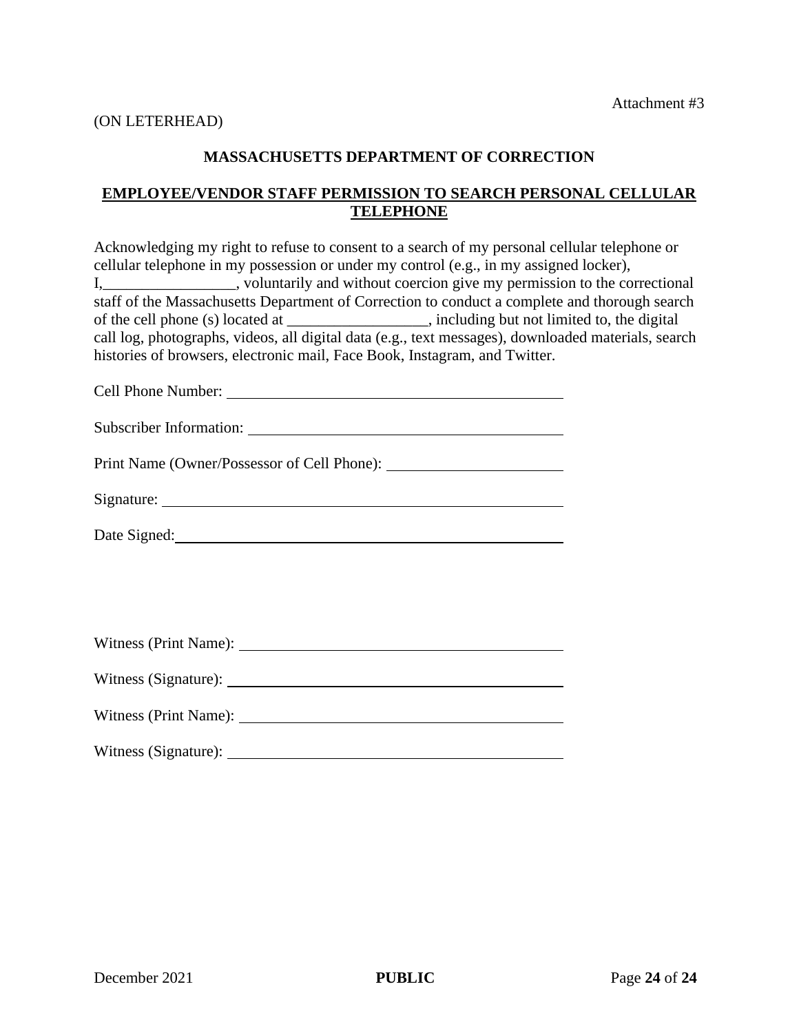Attachment #3

(ON LETERHEAD)

**MASSACHUSETTS DEPARTMENT OF CORRECTION**

**<u>EMPLOYEE/VENDOR STAFF PERMISSION TO SEARCH PERSONAL CELLULAR TELEPHONE</u>**

Acknowledging my right to refuse to consent to a search of my personal cellular telephone or cellular telephone in my possession or under my control (e.g., in my assigned locker), I,_________________, voluntarily and without coercion give my permission to the correctional staff of the Massachusetts Department of Correction to conduct a complete and thorough search of the cell phone (s) located at __________________, including but not limited to, the digital call log, photographs, videos, all digital data (e.g., text messages), downloaded materials, search histories of browsers, electronic mail, Face Book, Instagram, and Twitter.

Cell Phone Number: ____________________________________________

Subscriber Information: ____________________________________________

Print Name (Owner/Possessor of Cell Phone): ______________________

Signature: ____________________________________________

Date Signed: ____________________________________________

Witness (Print Name): ____________________________________________

Witness (Signature): ____________________________________________

Witness (Print Name): ____________________________________________

Witness (Signature): ____________________________________________